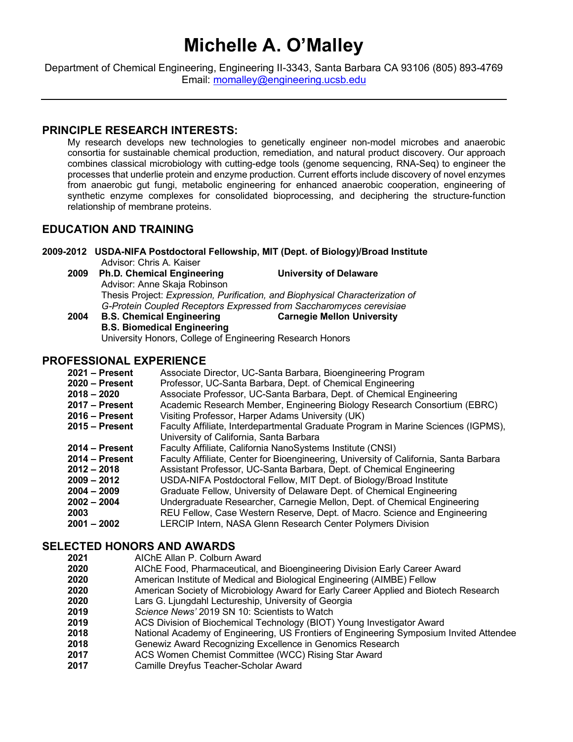# Michelle A. O'Malley

Department of Chemical Engineering, Engineering II-3343, Santa Barbara CA 93106 (805) 893-4769
Email: momalley@engineering.ucsb.edu

---

## PRINCIPLE RESEARCH INTERESTS:

My research develops new technologies to genetically engineer non-model microbes and anaerobic consortia for sustainable chemical production, remediation, and natural product discovery. Our approach combines classical microbiology with cutting-edge tools (genome sequencing, RNA-Seq) to engineer the processes that underlie protein and enzyme production. Current efforts include discovery of novel enzymes from anaerobic gut fungi, metabolic engineering for enhanced anaerobic cooperation, engineering of synthetic enzyme complexes for consolidated bioprocessing, and deciphering the structure-function relationship of membrane proteins.

## EDUCATION AND TRAINING

**2009-2012 USDA-NIFA Postdoctoral Fellowship, MIT (Dept. of Biology)/Broad Institute**
Advisor: Chris A. Kaiser

**2009 Ph.D. Chemical Engineering** — **University of Delaware**
Advisor: Anne Skaja Robinson
Thesis Project: *Expression, Purification, and Biophysical Characterization of G-Protein Coupled Receptors Expressed from Saccharomyces cerevisiae*

**2004 B.S. Chemical Engineering** — **Carnegie Mellon University**
**B.S. Biomedical Engineering**
University Honors, College of Engineering Research Honors

## PROFESSIONAL EXPERIENCE

| | |
|---|---|
| **2021 – Present** | Associate Director, UC-Santa Barbara, Bioengineering Program |
| **2020 – Present** | Professor, UC-Santa Barbara, Dept. of Chemical Engineering |
| **2018 – 2020** | Associate Professor, UC-Santa Barbara, Dept. of Chemical Engineering |
| **2017 – Present** | Academic Research Member, Engineering Biology Research Consortium (EBRC) |
| **2016 – Present** | Visiting Professor, Harper Adams University (UK) |
| **2015 – Present** | Faculty Affiliate, Interdepartmental Graduate Program in Marine Sciences (IGPMS), University of California, Santa Barbara |
| **2014 – Present** | Faculty Affiliate, California NanoSystems Institute (CNSI) |
| **2014 – Present** | Faculty Affiliate, Center for Bioengineering, University of California, Santa Barbara |
| **2012 – 2018** | Assistant Professor, UC-Santa Barbara, Dept. of Chemical Engineering |
| **2009 – 2012** | USDA-NIFA Postdoctoral Fellow, MIT Dept. of Biology/Broad Institute |
| **2004 – 2009** | Graduate Fellow, University of Delaware Dept. of Chemical Engineering |
| **2002 – 2004** | Undergraduate Researcher, Carnegie Mellon, Dept. of Chemical Engineering |
| **2003** | REU Fellow, Case Western Reserve, Dept. of Macro. Science and Engineering |
| **2001 – 2002** | LERCIP Intern, NASA Glenn Research Center Polymers Division |

## SELECTED HONORS AND AWARDS

| | |
|---|---|
| **2021** | AIChE Allan P. Colburn Award |
| **2020** | AIChE Food, Pharmaceutical, and Bioengineering Division Early Career Award |
| **2020** | American Institute of Medical and Biological Engineering (AIMBE) Fellow |
| **2020** | American Society of Microbiology Award for Early Career Applied and Biotech Research |
| **2020** | Lars G. Ljungdahl Lectureship, University of Georgia |
| **2019** | *Science News'* 2019 SN 10: Scientists to Watch |
| **2019** | ACS Division of Biochemical Technology (BIOT) Young Investigator Award |
| **2018** | National Academy of Engineering, US Frontiers of Engineering Symposium Invited Attendee |
| **2018** | Genewiz Award Recognizing Excellence in Genomics Research |
| **2017** | ACS Women Chemist Committee (WCC) Rising Star Award |
| **2017** | Camille Dreyfus Teacher-Scholar Award |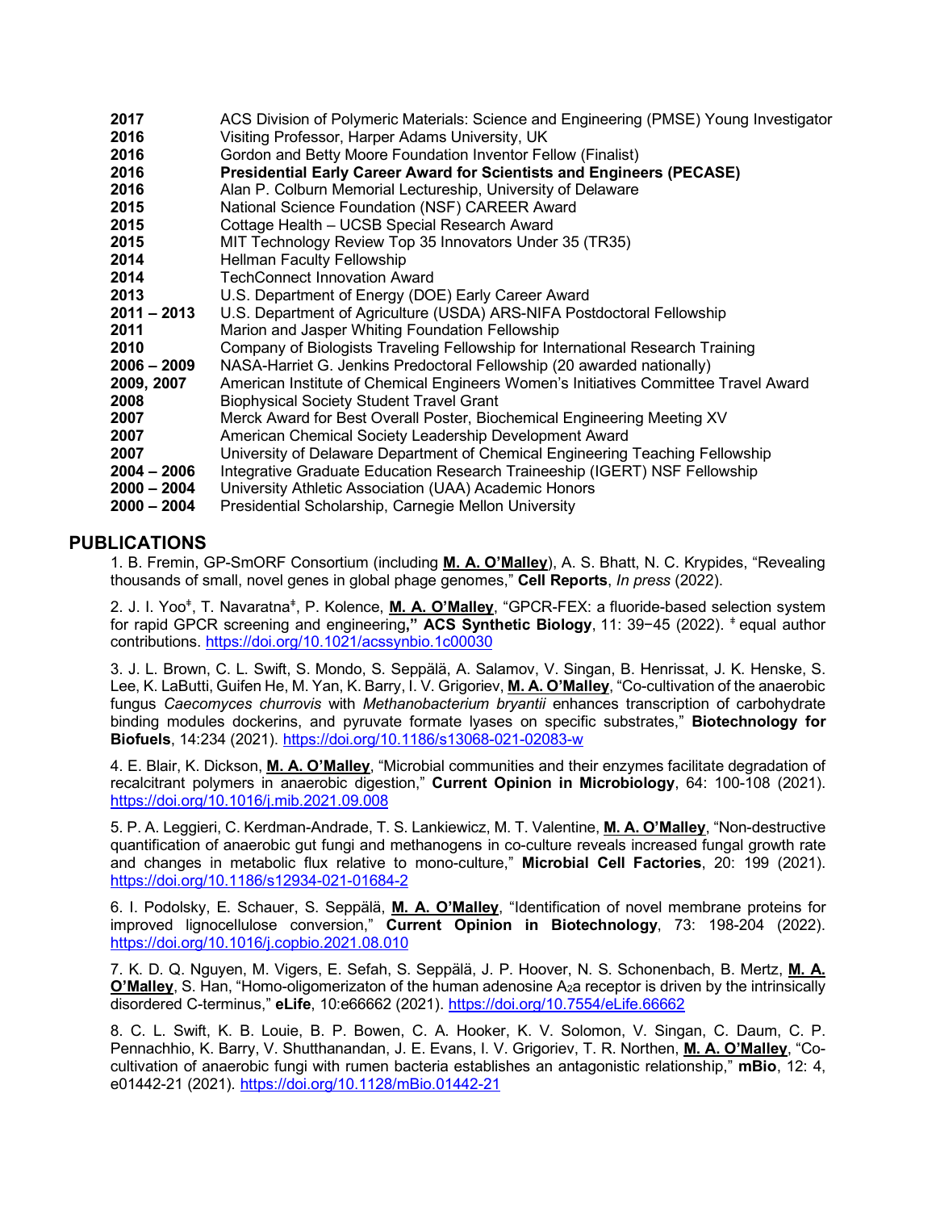**2017** ACS Division of Polymeric Materials: Science and Engineering (PMSE) Young Investigator
**2016** Visiting Professor, Harper Adams University, UK
**2016** Gordon and Betty Moore Foundation Inventor Fellow (Finalist)
**2016** **Presidential Early Career Award for Scientists and Engineers (PECASE)**
**2016** Alan P. Colburn Memorial Lectureship, University of Delaware
**2015** National Science Foundation (NSF) CAREER Award
**2015** Cottage Health – UCSB Special Research Award
**2015** MIT Technology Review Top 35 Innovators Under 35 (TR35)
**2014** Hellman Faculty Fellowship
**2014** TechConnect Innovation Award
**2013** U.S. Department of Energy (DOE) Early Career Award
**2011 – 2013** U.S. Department of Agriculture (USDA) ARS-NIFA Postdoctoral Fellowship
**2011** Marion and Jasper Whiting Foundation Fellowship
**2010** Company of Biologists Traveling Fellowship for International Research Training
**2006 – 2009** NASA-Harriet G. Jenkins Predoctoral Fellowship (20 awarded nationally)
**2009, 2007** American Institute of Chemical Engineers Women's Initiatives Committee Travel Award
**2008** Biophysical Society Student Travel Grant
**2007** Merck Award for Best Overall Poster, Biochemical Engineering Meeting XV
**2007** American Chemical Society Leadership Development Award
**2007** University of Delaware Department of Chemical Engineering Teaching Fellowship
**2004 – 2006** Integrative Graduate Education Research Traineeship (IGERT) NSF Fellowship
**2000 – 2004** University Athletic Association (UAA) Academic Honors
**2000 – 2004** Presidential Scholarship, Carnegie Mellon University

## PUBLICATIONS

1. B. Fremin, GP-SmORF Consortium (including **M. A. O'Malley**), A. S. Bhatt, N. C. Krypides, "Revealing thousands of small, novel genes in global phage genomes," **Cell Reports**, *In press* (2022).

2. J. I. Yoo[‡], T. Navaratna[‡], P. Kolence, **M. A. O'Malley**, "GPCR-FEX: a fluoride-based selection system for rapid GPCR screening and engineering**,"** **ACS Synthetic Biology**, 11: 39−45 (2022). [‡] equal author contributions. https://doi.org/10.1021/acssynbio.1c00030

3. J. L. Brown, C. L. Swift, S. Mondo, S. Seppälä, A. Salamov, V. Singan, B. Henrissat, J. K. Henske, S. Lee, K. LaButti, Guifen He, M. Yan, K. Barry, I. V. Grigoriev, **M. A. O'Malley**, "Co-cultivation of the anaerobic fungus *Caecomyces churrovis* with *Methanobacterium bryantii* enhances transcription of carbohydrate binding modules dockerins, and pyruvate formate lyases on specific substrates," **Biotechnology for Biofuels**, 14:234 (2021). https://doi.org/10.1186/s13068-021-02083-w

4. E. Blair, K. Dickson, **M. A. O'Malley**, "Microbial communities and their enzymes facilitate degradation of recalcitrant polymers in anaerobic digestion," **Current Opinion in Microbiology**, 64: 100-108 (2021). https://doi.org/10.1016/j.mib.2021.09.008

5. P. A. Leggieri, C. Kerdman-Andrade, T. S. Lankiewicz, M. T. Valentine, **M. A. O'Malley**, "Non-destructive quantification of anaerobic gut fungi and methanogens in co-culture reveals increased fungal growth rate and changes in metabolic flux relative to mono-culture," **Microbial Cell Factories**, 20: 199 (2021). https://doi.org/10.1186/s12934-021-01684-2

6. I. Podolsky, E. Schauer, S. Seppälä, **M. A. O'Malley**, "Identification of novel membrane proteins for improved lignocellulose conversion," **Current Opinion in Biotechnology**, 73: 198-204 (2022). https://doi.org/10.1016/j.copbio.2021.08.010

7. K. D. Q. Nguyen, M. Vigers, E. Sefah, S. Seppälä, J. P. Hoover, N. S. Schonenbach, B. Mertz, **M. A. O'Malley**, S. Han, "Homo-oligomerizaton of the human adenosine $A_2$a receptor is driven by the intrinsically disordered C-terminus," **eLife**, 10:e66662 (2021). https://doi.org/10.7554/eLife.66662

8. C. L. Swift, K. B. Louie, B. P. Bowen, C. A. Hooker, K. V. Solomon, V. Singan, C. Daum, C. P. Pennachhio, K. Barry, V. Shutthanandan, J. E. Evans, I. V. Grigoriev, T. R. Northen, **M. A. O'Malley**, "Co-cultivation of anaerobic fungi with rumen bacteria establishes an antagonistic relationship," **mBio**, 12: 4, e01442-21 (2021). https://doi.org/10.1128/mBio.01442-21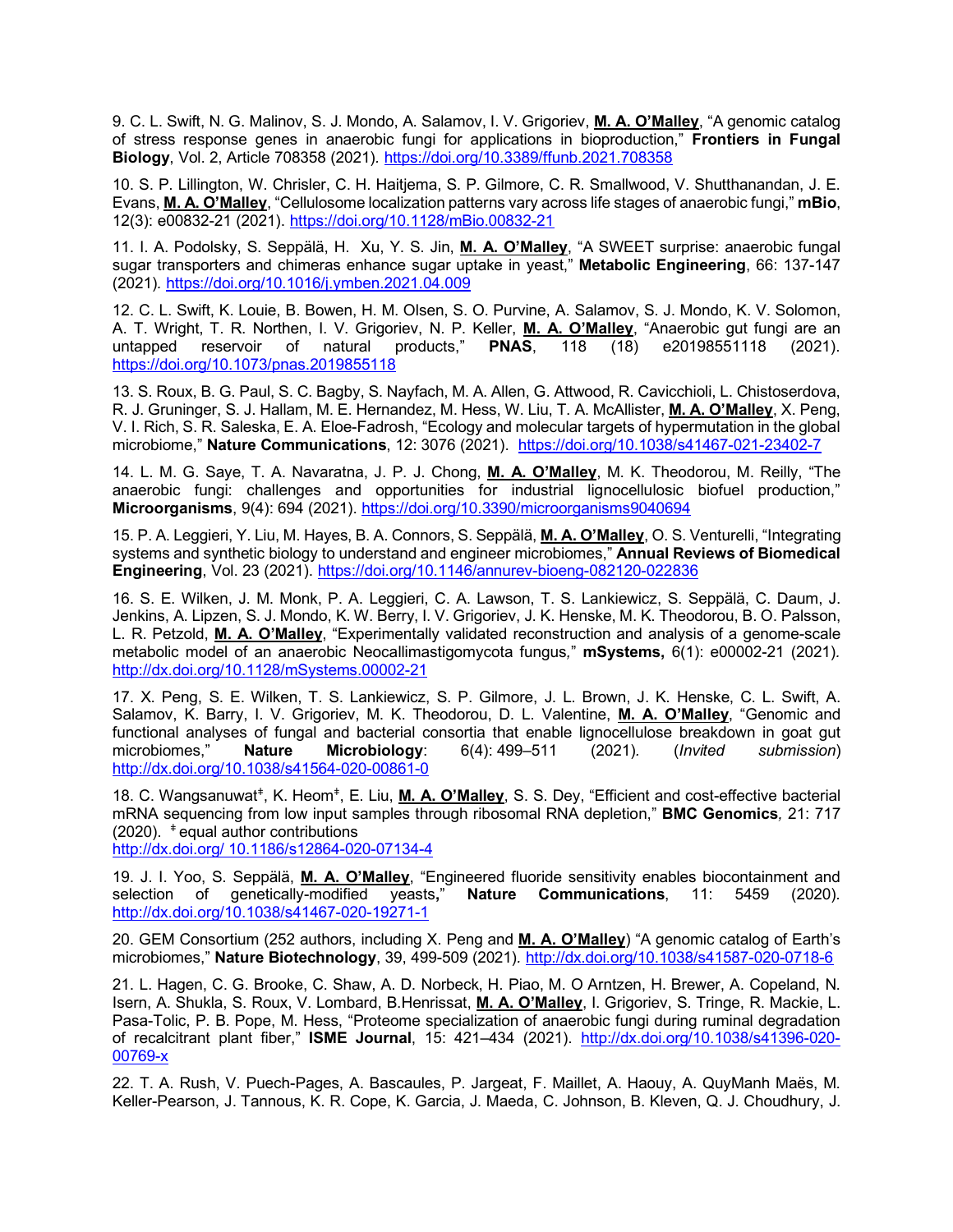9. C. L. Swift, N. G. Malinov, S. J. Mondo, A. Salamov, I. V. Grigoriev, **M. A. O'Malley**, "A genomic catalog of stress response genes in anaerobic fungi for applications in bioproduction," **Frontiers in Fungal Biology**, Vol. 2, Article 708358 (2021). https://doi.org/10.3389/ffunb.2021.708358

10. S. P. Lillington, W. Chrisler, C. H. Haitjema, S. P. Gilmore, C. R. Smallwood, V. Shutthanandan, J. E. Evans, **M. A. O'Malley**, "Cellulosome localization patterns vary across life stages of anaerobic fungi," **mBio**, 12(3): e00832-21 (2021). https://doi.org/10.1128/mBio.00832-21

11. I. A. Podolsky, S. Seppälä, H. Xu, Y. S. Jin, **M. A. O'Malley**, "A SWEET surprise: anaerobic fungal sugar transporters and chimeras enhance sugar uptake in yeast," **Metabolic Engineering**, 66: 137-147 (2021). https://doi.org/10.1016/j.ymben.2021.04.009

12. C. L. Swift, K. Louie, B. Bowen, H. M. Olsen, S. O. Purvine, A. Salamov, S. J. Mondo, K. V. Solomon, A. T. Wright, T. R. Northen, I. V. Grigoriev, N. P. Keller, **M. A. O'Malley**, "Anaerobic gut fungi are an untapped reservoir of natural products," **PNAS**, 118 (18) e20198551118 (2021). https://doi.org/10.1073/pnas.2019855118

13. S. Roux, B. G. Paul, S. C. Bagby, S. Nayfach, M. A. Allen, G. Attwood, R. Cavicchioli, L. Chistoserdova, R. J. Gruninger, S. J. Hallam, M. E. Hernandez, M. Hess, W. Liu, T. A. McAllister, **M. A. O'Malley**, X. Peng, V. I. Rich, S. R. Saleska, E. A. Eloe-Fadrosh, "Ecology and molecular targets of hypermutation in the global microbiome," **Nature Communications**, 12: 3076 (2021). https://doi.org/10.1038/s41467-021-23402-7

14. L. M. G. Saye, T. A. Navaratna, J. P. J. Chong, **M. A. O'Malley**, M. K. Theodorou, M. Reilly, "The anaerobic fungi: challenges and opportunities for industrial lignocellulosic biofuel production," **Microorganisms**, 9(4): 694 (2021). https://doi.org/10.3390/microorganisms9040694

15. P. A. Leggieri, Y. Liu, M. Hayes, B. A. Connors, S. Seppälä, **M. A. O'Malley**, O. S. Venturelli, "Integrating systems and synthetic biology to understand and engineer microbiomes," **Annual Reviews of Biomedical Engineering**, Vol. 23 (2021). https://doi.org/10.1146/annurev-bioeng-082120-022836

16. S. E. Wilken, J. M. Monk, P. A. Leggieri, C. A. Lawson, T. S. Lankiewicz, S. Seppälä, C. Daum, J. Jenkins, A. Lipzen, S. J. Mondo, K. W. Berry, I. V. Grigoriev, J. K. Henske, M. K. Theodorou, B. O. Palsson, L. R. Petzold, **M. A. O'Malley**, "Experimentally validated reconstruction and analysis of a genome-scale metabolic model of an anaerobic Neocallimastigomycota fungus," **mSystems,** 6(1): e00002-21 (2021). http://dx.doi.org/10.1128/mSystems.00002-21

17. X. Peng, S. E. Wilken, T. S. Lankiewicz, S. P. Gilmore, J. L. Brown, J. K. Henske, C. L. Swift, A. Salamov, K. Barry, I. V. Grigoriev, M. K. Theodorou, D. L. Valentine, **M. A. O'Malley**, "Genomic and functional analyses of fungal and bacterial consortia that enable lignocellulose breakdown in goat gut microbiomes," **Nature Microbiology**: 6(4): 499–511 (2021). (*Invited submission*) http://dx.doi.org/10.1038/s41564-020-00861-0

18. C. Wangsanuwat[‡], K. Heom[‡], E. Liu, **M. A. O'Malley**, S. S. Dey, "Efficient and cost-effective bacterial mRNA sequencing from low input samples through ribosomal RNA depletion," **BMC Genomics**, 21: 717 (2020). [‡] equal author contributions
http://dx.doi.org/ 10.1186/s12864-020-07134-4

19. J. I. Yoo, S. Seppälä, **M. A. O'Malley**, "Engineered fluoride sensitivity enables biocontainment and selection of genetically-modified yeasts," **Nature Communications**, 11: 5459 (2020). http://dx.doi.org/10.1038/s41467-020-19271-1

20. GEM Consortium (252 authors, including X. Peng and **M. A. O'Malley**) "A genomic catalog of Earth's microbiomes," **Nature Biotechnology**, 39, 499-509 (2021). http://dx.doi.org/10.1038/s41587-020-0718-6

21. L. Hagen, C. G. Brooke, C. Shaw, A. D. Norbeck, H. Piao, M. O Arntzen, H. Brewer, A. Copeland, N. Isern, A. Shukla, S. Roux, V. Lombard, B.Henrissat, **M. A. O'Malley**, I. Grigoriev, S. Tringe, R. Mackie, L. Pasa-Tolic, P. B. Pope, M. Hess, "Proteome specialization of anaerobic fungi during ruminal degradation of recalcitrant plant fiber," **ISME Journal**, 15: 421–434 (2021). http://dx.doi.org/10.1038/s41396-020-00769-x

22. T. A. Rush, V. Puech-Pages, A. Bascaules, P. Jargeat, F. Maillet, A. Haouy, A. QuyManh Maës, M. Keller-Pearson, J. Tannous, K. R. Cope, K. Garcia, J. Maeda, C. Johnson, B. Kleven, Q. J. Choudhury, J.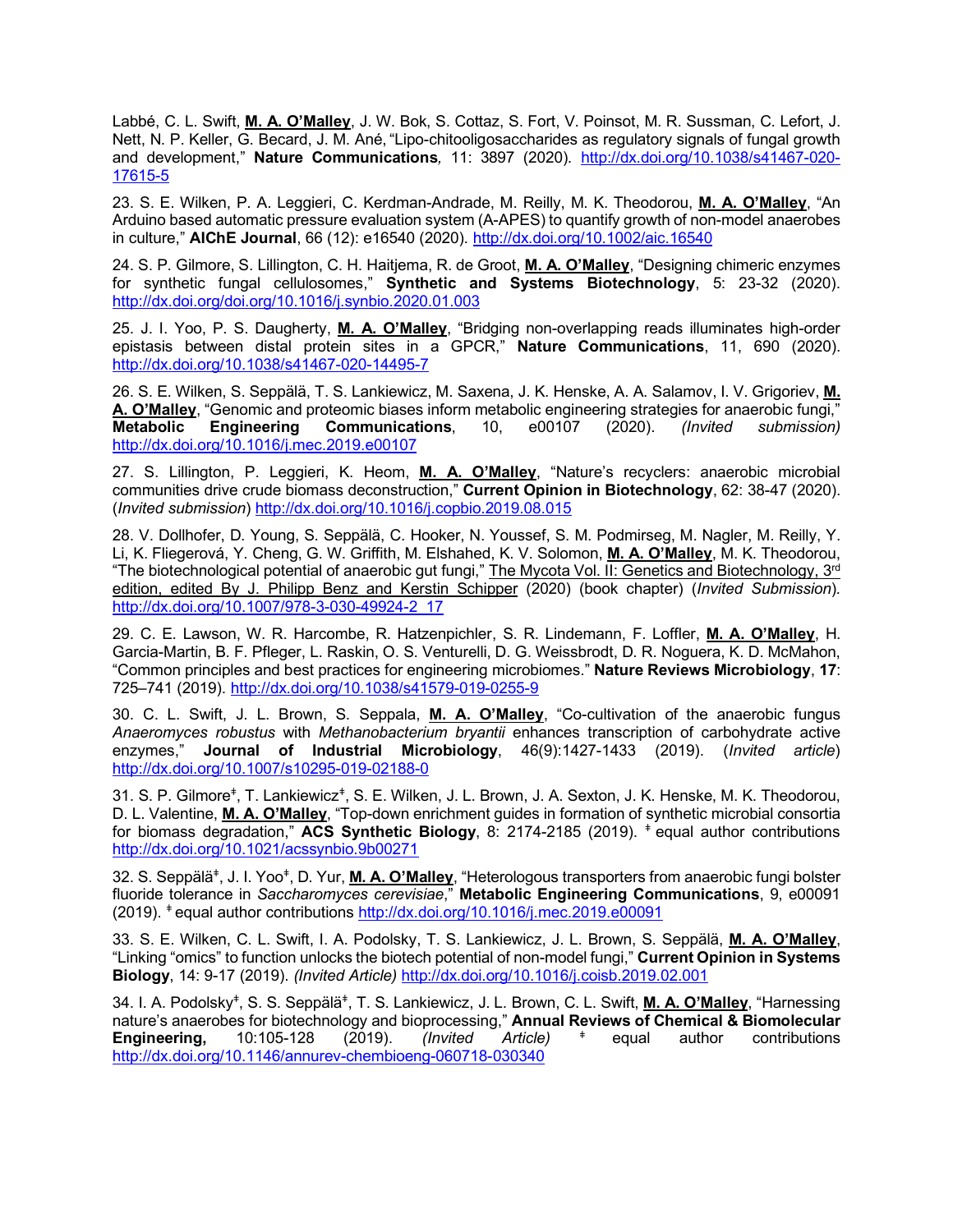Labbé, C. L. Swift, **M. A. O'Malley**, J. W. Bok, S. Cottaz, S. Fort, V. Poinsot, M. R. Sussman, C. Lefort, J. Nett, N. P. Keller, G. Becard, J. M. Ané, "Lipo-chitooligosaccharides as regulatory signals of fungal growth and development," **Nature Communications***,* 11: 3897 (2020). http://dx.doi.org/10.1038/s41467-020-17615-5

23. S. E. Wilken, P. A. Leggieri, C. Kerdman-Andrade, M. Reilly, M. K. Theodorou, **M. A. O'Malley**, "An Arduino based automatic pressure evaluation system (A-APES) to quantify growth of non-model anaerobes in culture," **AIChE Journal**, 66 (12): e16540 (2020). http://dx.doi.org/10.1002/aic.16540

24. S. P. Gilmore, S. Lillington, C. H. Haitjema, R. de Groot, **M. A. O'Malley**, "Designing chimeric enzymes for synthetic fungal cellulosomes," **Synthetic and Systems Biotechnology**, 5: 23-32 (2020). http://dx.doi.org/doi.org/10.1016/j.synbio.2020.01.003

25. J. I. Yoo, P. S. Daugherty, **M. A. O'Malley**, "Bridging non-overlapping reads illuminates high-order epistasis between distal protein sites in a GPCR," **Nature Communications**, 11, 690 (2020). http://dx.doi.org/10.1038/s41467-020-14495-7

26. S. E. Wilken, S. Seppälä, T. S. Lankiewicz, M. Saxena, J. K. Henske, A. A. Salamov, I. V. Grigoriev, **M. A. O'Malley**, "Genomic and proteomic biases inform metabolic engineering strategies for anaerobic fungi," **Metabolic Engineering Communications**, 10, e00107 (2020). *(Invited submission)* http://dx.doi.org/10.1016/j.mec.2019.e00107

27. S. Lillington, P. Leggieri, K. Heom, **M. A. O'Malley**, "Nature's recyclers: anaerobic microbial communities drive crude biomass deconstruction," **Current Opinion in Biotechnology**, 62: 38-47 (2020). (*Invited submission*) http://dx.doi.org/10.1016/j.copbio.2019.08.015

28. V. Dollhofer, D. Young, S. Seppälä, C. Hooker, N. Youssef, S. M. Podmirseg, M. Nagler, M. Reilly, Y. Li, K. Fliegerová, Y. Cheng, G. W. Griffith, M. Elshahed, K. V. Solomon, **M. A. O'Malley**, M. K. Theodorou, "The biotechnological potential of anaerobic gut fungi," The Mycota Vol. II: Genetics and Biotechnology, 3rd edition, edited By J. Philipp Benz and Kerstin Schipper (2020) (book chapter) (*Invited Submission*). http://dx.doi.org/10.1007/978-3-030-49924-2_17

29. C. E. Lawson, W. R. Harcombe, R. Hatzenpichler, S. R. Lindemann, F. Loffler, **M. A. O'Malley**, H. Garcia-Martin, B. F. Pfleger, L. Raskin, O. S. Venturelli, D. G. Weissbrodt, D. R. Noguera, K. D. McMahon, "Common principles and best practices for engineering microbiomes." **Nature Reviews Microbiology**, **17**: 725–741 (2019). http://dx.doi.org/10.1038/s41579-019-0255-9

30. C. L. Swift, J. L. Brown, S. Seppala, **M. A. O'Malley**, "Co-cultivation of the anaerobic fungus *Anaeromyces robustus* with *Methanobacterium bryantii* enhances transcription of carbohydrate active enzymes," **Journal of Industrial Microbiology**, 46(9):1427-1433 (2019). (*Invited article*) http://dx.doi.org/10.1007/s10295-019-02188-0

31. S. P. Gilmore‡, T. Lankiewicz‡, S. E. Wilken, J. L. Brown, J. A. Sexton, J. K. Henske, M. K. Theodorou, D. L. Valentine, **M. A. O'Malley**, "Top-down enrichment guides in formation of synthetic microbial consortia for biomass degradation," **ACS Synthetic Biology**, 8: 2174-2185 (2019). ‡ equal author contributions http://dx.doi.org/10.1021/acssynbio.9b00271

32. S. Seppälä‡, J. I. Yoo‡, D. Yur, **M. A. O'Malley**, "Heterologous transporters from anaerobic fungi bolster fluoride tolerance in *Saccharomyces cerevisiae*," **Metabolic Engineering Communications**, 9, e00091 (2019). ‡ equal author contributions http://dx.doi.org/10.1016/j.mec.2019.e00091

33. S. E. Wilken, C. L. Swift, I. A. Podolsky, T. S. Lankiewicz, J. L. Brown, S. Seppälä, **M. A. O'Malley**, "Linking "omics" to function unlocks the biotech potential of non-model fungi," **Current Opinion in Systems Biology**, 14: 9-17 (2019). *(Invited Article)* http://dx.doi.org/10.1016/j.coisb.2019.02.001

34. I. A. Podolsky‡, S. S. Seppälä‡, T. S. Lankiewicz, J. L. Brown, C. L. Swift, **M. A. O'Malley**, "Harnessing nature's anaerobes for biotechnology and bioprocessing," **Annual Reviews of Chemical & Biomolecular Engineering,** 10:105-128 (2019). *(Invited Article)* ‡ equal author contributions http://dx.doi.org/10.1146/annurev-chembioeng-060718-030340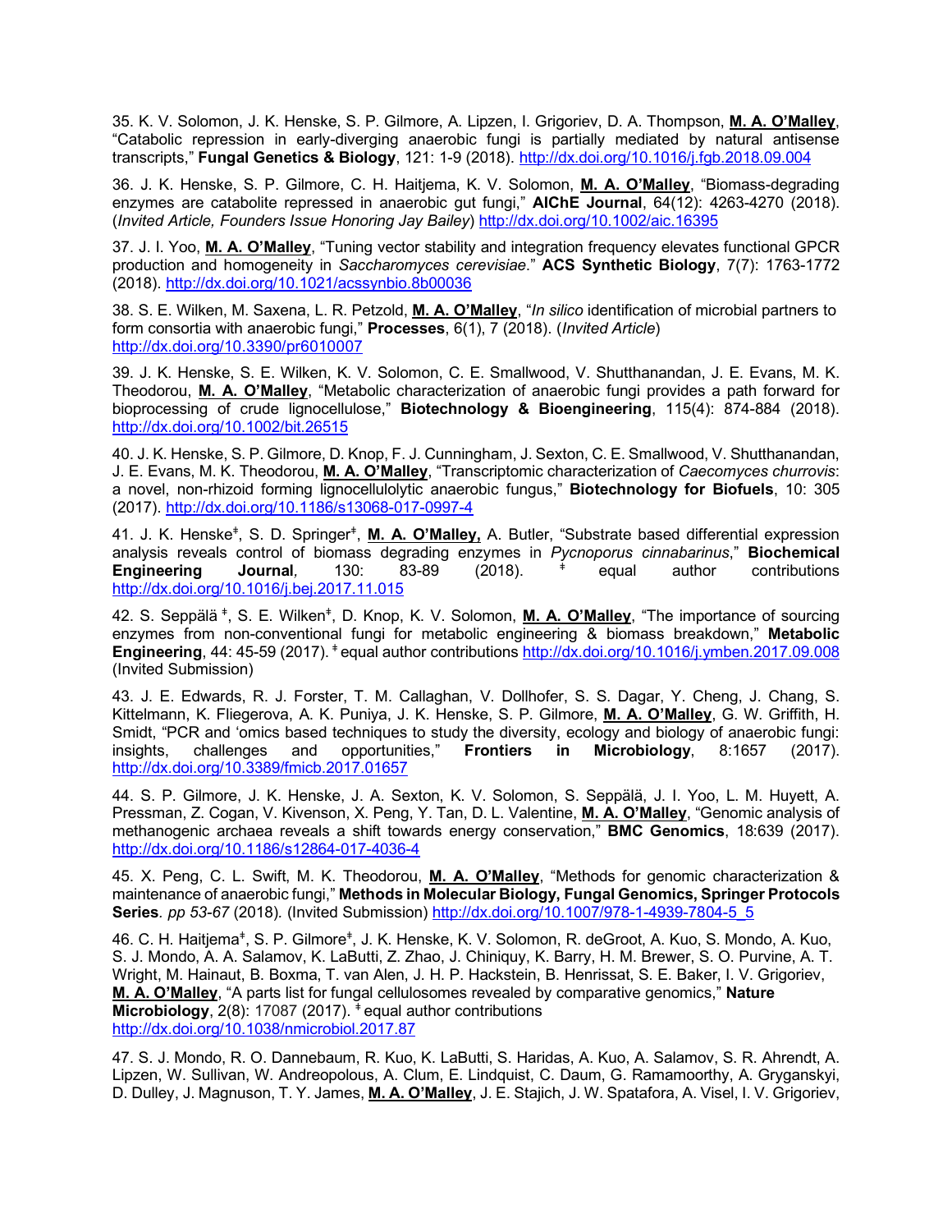35. K. V. Solomon, J. K. Henske, S. P. Gilmore, A. Lipzen, I. Grigoriev, D. A. Thompson, **M. A. O'Malley**, "Catabolic repression in early-diverging anaerobic fungi is partially mediated by natural antisense transcripts," **Fungal Genetics & Biology**, 121: 1-9 (2018). http://dx.doi.org/10.1016/j.fgb.2018.09.004

36. J. K. Henske, S. P. Gilmore, C. H. Haitjema, K. V. Solomon, **M. A. O'Malley**, "Biomass-degrading enzymes are catabolite repressed in anaerobic gut fungi," **AIChE Journal**, 64(12): 4263-4270 (2018). (*Invited Article, Founders Issue Honoring Jay Bailey*) http://dx.doi.org/10.1002/aic.16395

37. J. I. Yoo, **M. A. O'Malley**, "Tuning vector stability and integration frequency elevates functional GPCR production and homogeneity in *Saccharomyces cerevisiae*." **ACS Synthetic Biology**, 7(7): 1763-1772 (2018). http://dx.doi.org/10.1021/acssynbio.8b00036

38. S. E. Wilken, M. Saxena, L. R. Petzold, **M. A. O'Malley**, "*In silico* identification of microbial partners to form consortia with anaerobic fungi," **Processes**, 6(1), 7 (2018). (*Invited Article*) http://dx.doi.org/10.3390/pr6010007

39. J. K. Henske, S. E. Wilken, K. V. Solomon, C. E. Smallwood, V. Shutthanandan, J. E. Evans, M. K. Theodorou, **M. A. O'Malley**, "Metabolic characterization of anaerobic fungi provides a path forward for bioprocessing of crude lignocellulose," **Biotechnology & Bioengineering**, 115(4): 874-884 (2018). http://dx.doi.org/10.1002/bit.26515

40. J. K. Henske, S. P. Gilmore, D. Knop, F. J. Cunningham, J. Sexton, C. E. Smallwood, V. Shutthanandan, J. E. Evans, M. K. Theodorou, **M. A. O'Malley**, "Transcriptomic characterization of *Caecomyces churrovis*: a novel, non-rhizoid forming lignocellulolytic anaerobic fungus," **Biotechnology for Biofuels**, 10: 305 (2017). http://dx.doi.org/10.1186/s13068-017-0997-4

41. J. K. Henske[ǂ], S. D. Springer[ǂ], **M. A. O'Malley,** A. Butler, "Substrate based differential expression analysis reveals control of biomass degrading enzymes in *Pycnoporus cinnabarinus*," **Biochemical Engineering Journal**, 130: 83-89 (2018). [ǂ] equal author contributions http://dx.doi.org/10.1016/j.bej.2017.11.015

42. S. Seppälä [ǂ], S. E. Wilken[ǂ], D. Knop, K. V. Solomon, **M. A. O'Malley**, "The importance of sourcing enzymes from non-conventional fungi for metabolic engineering & biomass breakdown," **Metabolic Engineering**, 44: 45-59 (2017). [ǂ] equal author contributions http://dx.doi.org/10.1016/j.ymben.2017.09.008 (Invited Submission)

43. J. E. Edwards, R. J. Forster, T. M. Callaghan, V. Dollhofer, S. S. Dagar, Y. Cheng, J. Chang, S. Kittelmann, K. Fliegerova, A. K. Puniya, J. K. Henske, S. P. Gilmore, **M. A. O'Malley**, G. W. Griffith, H. Smidt, "PCR and 'omics based techniques to study the diversity, ecology and biology of anaerobic fungi: insights, challenges and opportunities," **Frontiers in Microbiology**, 8:1657 (2017). http://dx.doi.org/10.3389/fmicb.2017.01657

44. S. P. Gilmore, J. K. Henske, J. A. Sexton, K. V. Solomon, S. Seppälä, J. I. Yoo, L. M. Huyett, A. Pressman, Z. Cogan, V. Kivenson, X. Peng, Y. Tan, D. L. Valentine, **M. A. O'Malley**, "Genomic analysis of methanogenic archaea reveals a shift towards energy conservation," **BMC Genomics**, 18:639 (2017). http://dx.doi.org/10.1186/s12864-017-4036-4

45. X. Peng, C. L. Swift, M. K. Theodorou, **M. A. O'Malley**, "Methods for genomic characterization & maintenance of anaerobic fungi," **Methods in Molecular Biology, Fungal Genomics, Springer Protocols Series**. *pp 53-67* (2018). (Invited Submission) http://dx.doi.org/10.1007/978-1-4939-7804-5_5

46. C. H. Haitjema[ǂ], S. P. Gilmore[ǂ], J. K. Henske, K. V. Solomon, R. deGroot, A. Kuo, S. Mondo, A. Kuo, S. J. Mondo, A. A. Salamov, K. LaButti, Z. Zhao, J. Chiniquy, K. Barry, H. M. Brewer, S. O. Purvine, A. T. Wright, M. Hainaut, B. Boxma, T. van Alen, J. H. P. Hackstein, B. Henrissat, S. E. Baker, I. V. Grigoriev, **M. A. O'Malley**, "A parts list for fungal cellulosomes revealed by comparative genomics," **Nature Microbiology**, 2(8): 17087 (2017). [ǂ] equal author contributions http://dx.doi.org/10.1038/nmicrobiol.2017.87

47. S. J. Mondo, R. O. Dannebaum, R. Kuo, K. LaButti, S. Haridas, A. Kuo, A. Salamov, S. R. Ahrendt, A. Lipzen, W. Sullivan, W. Andreopolous, A. Clum, E. Lindquist, C. Daum, G. Ramamoorthy, A. Gryganskyi, D. Dulley, J. Magnuson, T. Y. James, **M. A. O'Malley**, J. E. Stajich, J. W. Spatafora, A. Visel, I. V. Grigoriev,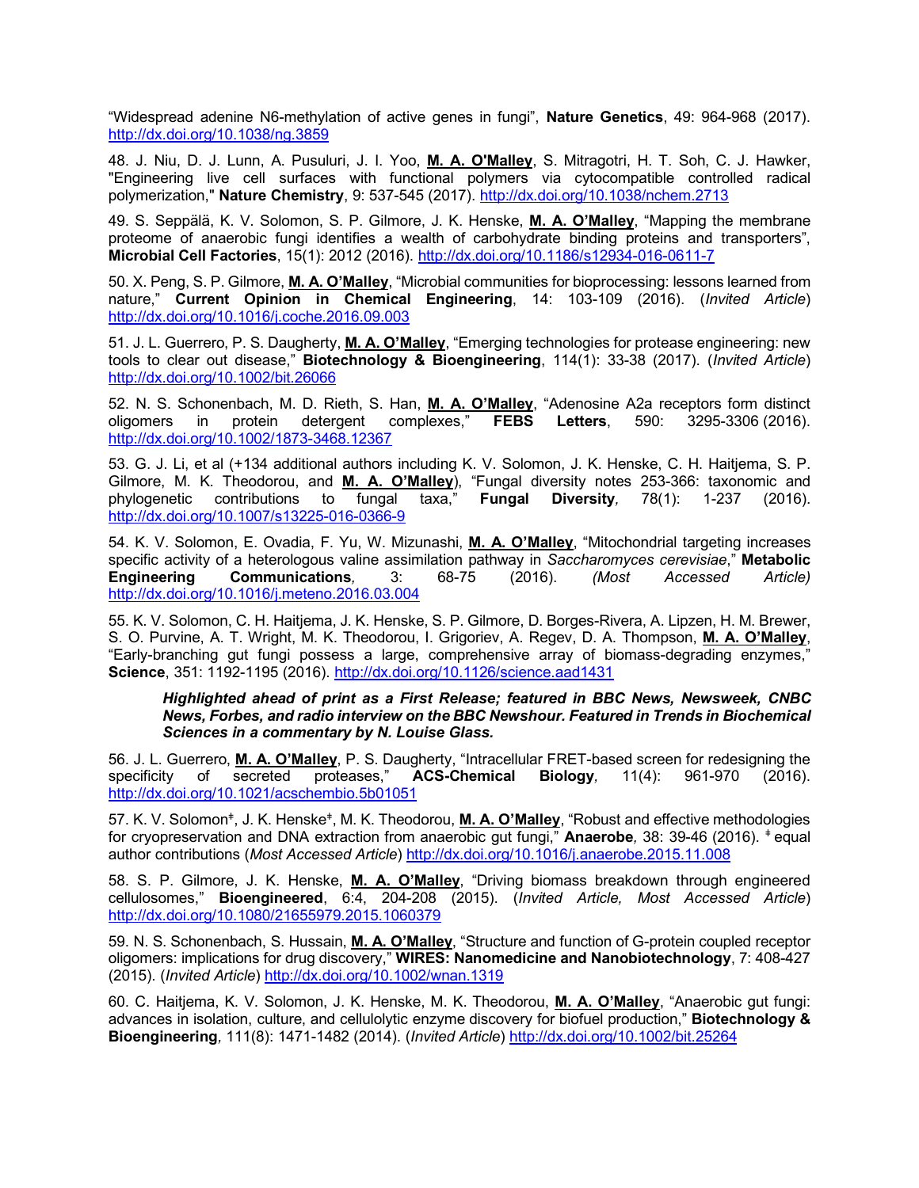"Widespread adenine N6-methylation of active genes in fungi", **Nature Genetics**, 49: 964-968 (2017). http://dx.doi.org/10.1038/ng.3859

48. J. Niu, D. J. Lunn, A. Pusuluri, J. I. Yoo, **M. A. O'Malley**, S. Mitragotri, H. T. Soh, C. J. Hawker, "Engineering live cell surfaces with functional polymers via cytocompatible controlled radical polymerization," **Nature Chemistry**, 9: 537-545 (2017). http://dx.doi.org/10.1038/nchem.2713

49. S. Seppälä, K. V. Solomon, S. P. Gilmore, J. K. Henske, **M. A. O'Malley**, "Mapping the membrane proteome of anaerobic fungi identifies a wealth of carbohydrate binding proteins and transporters", **Microbial Cell Factories**, 15(1): 2012 (2016). http://dx.doi.org/10.1186/s12934-016-0611-7

50. X. Peng, S. P. Gilmore, **M. A. O'Malley**, "Microbial communities for bioprocessing: lessons learned from nature," **Current Opinion in Chemical Engineering**, 14: 103-109 (2016). (*Invited Article*) http://dx.doi.org/10.1016/j.coche.2016.09.003

51. J. L. Guerrero, P. S. Daugherty, **M. A. O'Malley**, "Emerging technologies for protease engineering: new tools to clear out disease," **Biotechnology & Bioengineering**, 114(1): 33-38 (2017). (*Invited Article*) http://dx.doi.org/10.1002/bit.26066

52. N. S. Schonenbach, M. D. Rieth, S. Han, **M. A. O'Malley**, "Adenosine A2a receptors form distinct oligomers in protein detergent complexes," **FEBS Letters**, 590: 3295-3306 (2016). http://dx.doi.org/10.1002/1873-3468.12367

53. G. J. Li, et al (+134 additional authors including K. V. Solomon, J. K. Henske, C. H. Haitjema, S. P. Gilmore, M. K. Theodorou, and **M. A. O'Malley**), "Fungal diversity notes 253-366: taxonomic and phylogenetic contributions to fungal taxa," **Fungal Diversity**, 78(1): 1-237 (2016). http://dx.doi.org/10.1007/s13225-016-0366-9

54. K. V. Solomon, E. Ovadia, F. Yu, W. Mizunashi, **M. A. O'Malley**, "Mitochondrial targeting increases specific activity of a heterologous valine assimilation pathway in *Saccharomyces cerevisiae*," **Metabolic Engineering Communications**, 3: 68-75 (2016). *(Most Accessed Article)* http://dx.doi.org/10.1016/j.meteno.2016.03.004

55. K. V. Solomon, C. H. Haitjema, J. K. Henske, S. P. Gilmore, D. Borges-Rivera, A. Lipzen, H. M. Brewer, S. O. Purvine, A. T. Wright, M. K. Theodorou, I. Grigoriev, A. Regev, D. A. Thompson, **M. A. O'Malley**, "Early-branching gut fungi possess a large, comprehensive array of biomass-degrading enzymes," **Science**, 351: 1192-1195 (2016). http://dx.doi.org/10.1126/science.aad1431

> ***Highlighted ahead of print as a First Release; featured in BBC News, Newsweek, CNBC News, Forbes, and radio interview on the BBC Newshour. Featured in Trends in Biochemical Sciences in a commentary by N. Louise Glass.***

56. J. L. Guerrero, **M. A. O'Malley**, P. S. Daugherty, "Intracellular FRET-based screen for redesigning the specificity of secreted proteases," **ACS-Chemical Biology**, 11(4): 961-970 (2016). http://dx.doi.org/10.1021/acschembio.5b01051

57. K. V. Solomon[‡], J. K. Henske[‡], M. K. Theodorou, **M. A. O'Malley**, "Robust and effective methodologies for cryopreservation and DNA extraction from anaerobic gut fungi," **Anaerobe**, 38: 39-46 (2016). [‡] equal author contributions (*Most Accessed Article*) http://dx.doi.org/10.1016/j.anaerobe.2015.11.008

58. S. P. Gilmore, J. K. Henske, **M. A. O'Malley**, "Driving biomass breakdown through engineered cellulosomes," **Bioengineered**, 6:4, 204-208 (2015). (*Invited Article, Most Accessed Article*) http://dx.doi.org/10.1080/21655979.2015.1060379

59. N. S. Schonenbach, S. Hussain, **M. A. O'Malley**, "Structure and function of G-protein coupled receptor oligomers: implications for drug discovery," **WIRES: Nanomedicine and Nanobiotechnology**, 7: 408-427 (2015). (*Invited Article*) http://dx.doi.org/10.1002/wnan.1319

60. C. Haitjema, K. V. Solomon, J. K. Henske, M. K. Theodorou, **M. A. O'Malley**, "Anaerobic gut fungi: advances in isolation, culture, and cellulolytic enzyme discovery for biofuel production," **Biotechnology & Bioengineering**, 111(8): 1471-1482 (2014). (*Invited Article*) http://dx.doi.org/10.1002/bit.25264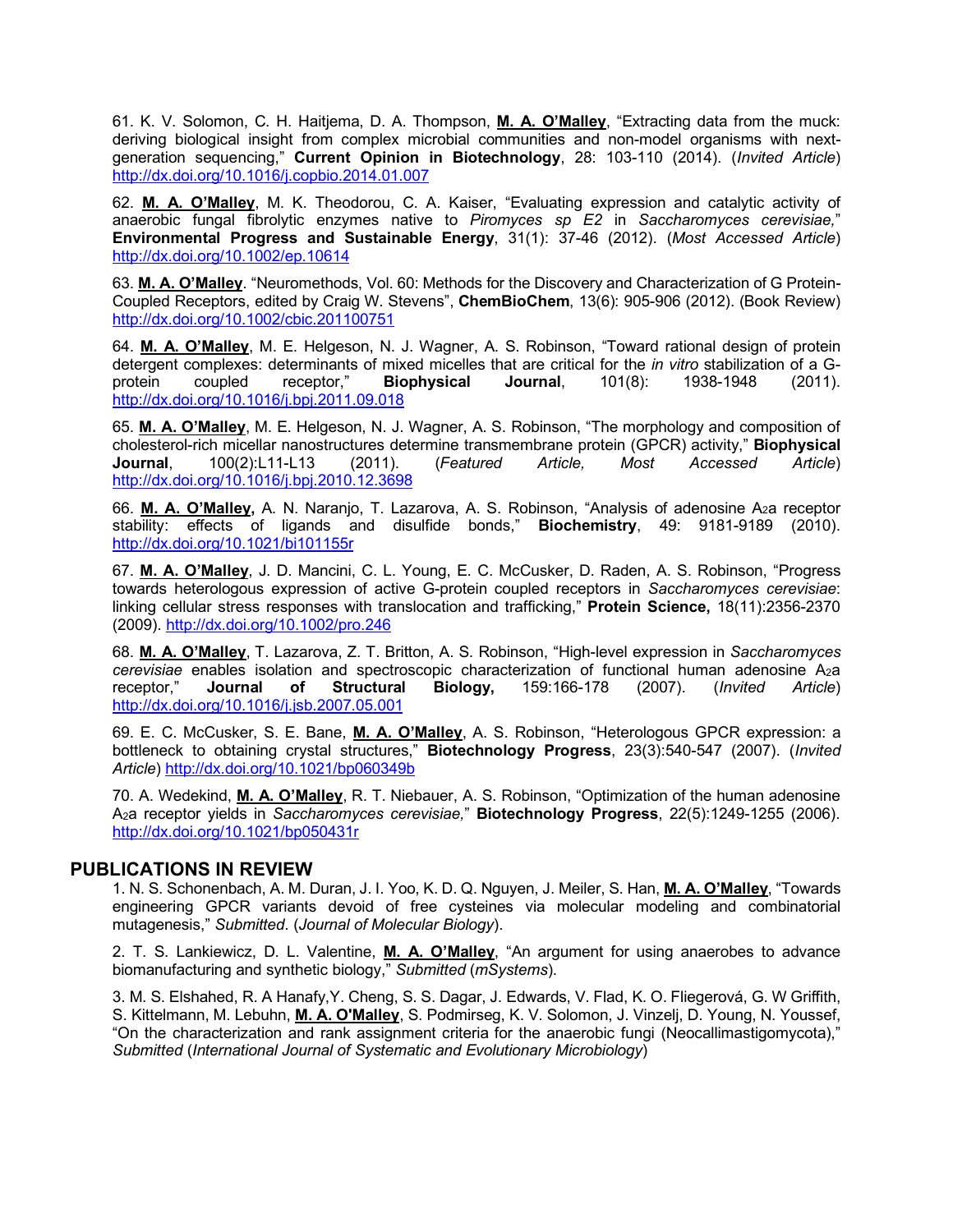61. K. V. Solomon, C. H. Haitjema, D. A. Thompson, **M. A. O'Malley**, "Extracting data from the muck: deriving biological insight from complex microbial communities and non-model organisms with next-generation sequencing," **Current Opinion in Biotechnology**, 28: 103-110 (2014). (*Invited Article*) http://dx.doi.org/10.1016/j.copbio.2014.01.007

62. **M. A. O'Malley**, M. K. Theodorou, C. A. Kaiser, "Evaluating expression and catalytic activity of anaerobic fungal fibrolytic enzymes native to *Piromyces sp E2* in *Saccharomyces cerevisiae,*" **Environmental Progress and Sustainable Energy**, 31(1): 37-46 (2012). (*Most Accessed Article*) http://dx.doi.org/10.1002/ep.10614

63. **M. A. O'Malley**. "Neuromethods, Vol. 60: Methods for the Discovery and Characterization of G Protein-Coupled Receptors, edited by Craig W. Stevens", **ChemBioChem**, 13(6): 905-906 (2012). (Book Review) http://dx.doi.org/10.1002/cbic.201100751

64. **M. A. O'Malley**, M. E. Helgeson, N. J. Wagner, A. S. Robinson, "Toward rational design of protein detergent complexes: determinants of mixed micelles that are critical for the *in vitro* stabilization of a G-protein coupled receptor," **Biophysical Journal**, 101(8): 1938-1948 (2011). http://dx.doi.org/10.1016/j.bpj.2011.09.018

65. **M. A. O'Malley**, M. E. Helgeson, N. J. Wagner, A. S. Robinson, "The morphology and composition of cholesterol-rich micellar nanostructures determine transmembrane protein (GPCR) activity," **Biophysical Journal**, 100(2):L11-L13 (2011). (*Featured Article, Most Accessed Article*) http://dx.doi.org/10.1016/j.bpj.2010.12.3698

66. **M. A. O'Malley,** A. N. Naranjo, T. Lazarova, A. S. Robinson, "Analysis of adenosine $A_2a$ receptor stability: effects of ligands and disulfide bonds," **Biochemistry**, 49: 9181-9189 (2010). http://dx.doi.org/10.1021/bi101155r

67. **M. A. O'Malley**, J. D. Mancini, C. L. Young, E. C. McCusker, D. Raden, A. S. Robinson, "Progress towards heterologous expression of active G-protein coupled receptors in *Saccharomyces cerevisiae*: linking cellular stress responses with translocation and trafficking," **Protein Science,** 18(11):2356-2370 (2009). http://dx.doi.org/10.1002/pro.246

68. **M. A. O'Malley**, T. Lazarova, Z. T. Britton, A. S. Robinson, "High-level expression in *Saccharomyces cerevisiae* enables isolation and spectroscopic characterization of functional human adenosine $A_2a$ receptor," **Journal of Structural Biology,** 159:166-178 (2007). (*Invited Article*) http://dx.doi.org/10.1016/j.jsb.2007.05.001

69. E. C. McCusker, S. E. Bane, **M. A. O'Malley**, A. S. Robinson, "Heterologous GPCR expression: a bottleneck to obtaining crystal structures," **Biotechnology Progress**, 23(3):540-547 (2007). (*Invited Article*) http://dx.doi.org/10.1021/bp060349b

70. A. Wedekind, **M. A. O'Malley**, R. T. Niebauer, A. S. Robinson, "Optimization of the human adenosine $A_2a$ receptor yields in *Saccharomyces cerevisiae,*" **Biotechnology Progress**, 22(5):1249-1255 (2006). http://dx.doi.org/10.1021/bp050431r

## PUBLICATIONS IN REVIEW

1. N. S. Schonenbach, A. M. Duran, J. I. Yoo, K. D. Q. Nguyen, J. Meiler, S. Han, **M. A. O'Malley**, "Towards engineering GPCR variants devoid of free cysteines via molecular modeling and combinatorial mutagenesis," *Submitted*. (*Journal of Molecular Biology*).

2. T. S. Lankiewicz, D. L. Valentine, **M. A. O'Malley**, "An argument for using anaerobes to advance biomanufacturing and synthetic biology," *Submitted* (*mSystems*).

3. M. S. Elshahed, R. A Hanafy,Y. Cheng, S. S. Dagar, J. Edwards, V. Flad, K. O. Fliegerová, G. W Griffith, S. Kittelmann, M. Lebuhn, **M. A. O'Malley**, S. Podmirseg, K. V. Solomon, J. Vinzelj, D. Young, N. Youssef, "On the characterization and rank assignment criteria for the anaerobic fungi (Neocallimastigomycota)," *Submitted* (*International Journal of Systematic and Evolutionary Microbiology*)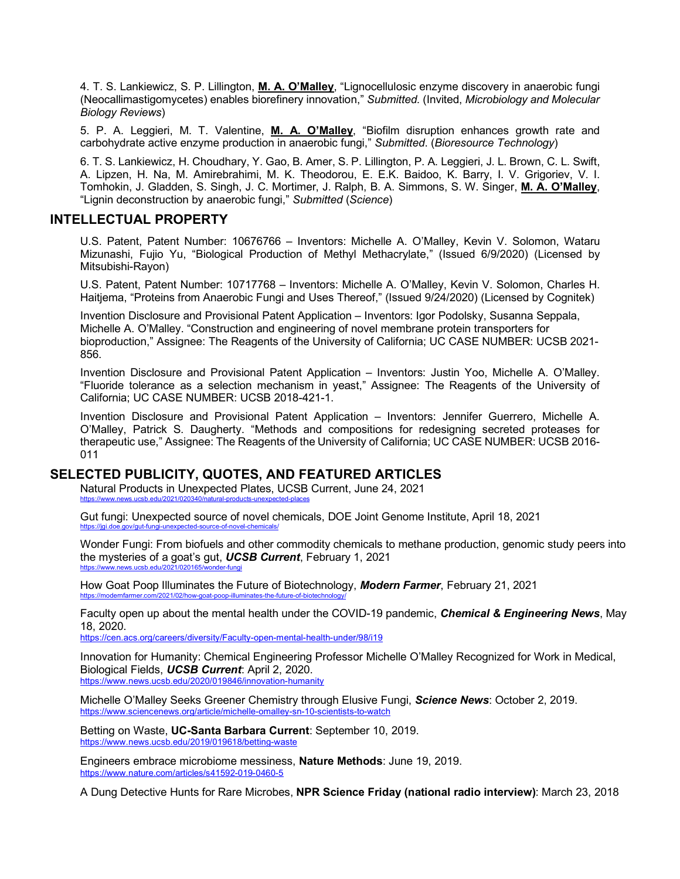4. T. S. Lankiewicz, S. P. Lillington, **M. A. O'Malley**, "Lignocellulosic enzyme discovery in anaerobic fungi (Neocallimastigomycetes) enables biorefinery innovation," *Submitted*. (Invited, *Microbiology and Molecular Biology Reviews*)

5. P. A. Leggieri, M. T. Valentine, **M. A. O'Malley**, "Biofilm disruption enhances growth rate and carbohydrate active enzyme production in anaerobic fungi," *Submitted*. (*Bioresource Technology*)

6. T. S. Lankiewicz, H. Choudhary, Y. Gao, B. Amer, S. P. Lillington, P. A. Leggieri, J. L. Brown, C. L. Swift, A. Lipzen, H. Na, M. Amirebrahimi, M. K. Theodorou, E. E.K. Baidoo, K. Barry, I. V. Grigoriev, V. I. Tomhokin, J. Gladden, S. Singh, J. C. Mortimer, J. Ralph, B. A. Simmons, S. W. Singer, **M. A. O'Malley**, "Lignin deconstruction by anaerobic fungi," *Submitted* (*Science*)

## INTELLECTUAL PROPERTY

U.S. Patent, Patent Number: 10676766 – Inventors: Michelle A. O'Malley, Kevin V. Solomon, Wataru Mizunashi, Fujio Yu, "Biological Production of Methyl Methacrylate," (Issued 6/9/2020) (Licensed by Mitsubishi-Rayon)

U.S. Patent, Patent Number: 10717768 – Inventors: Michelle A. O'Malley, Kevin V. Solomon, Charles H. Haitjema, "Proteins from Anaerobic Fungi and Uses Thereof," (Issued 9/24/2020) (Licensed by Cognitek)

Invention Disclosure and Provisional Patent Application – Inventors: Igor Podolsky, Susanna Seppala, Michelle A. O'Malley. "Construction and engineering of novel membrane protein transporters for bioproduction," Assignee: The Reagents of the University of California; UC CASE NUMBER: UCSB 2021-856.

Invention Disclosure and Provisional Patent Application – Inventors: Justin Yoo, Michelle A. O'Malley. "Fluoride tolerance as a selection mechanism in yeast," Assignee: The Reagents of the University of California; UC CASE NUMBER: UCSB 2018-421-1.

Invention Disclosure and Provisional Patent Application – Inventors: Jennifer Guerrero, Michelle A. O'Malley, Patrick S. Daugherty. "Methods and compositions for redesigning secreted proteases for therapeutic use," Assignee: The Reagents of the University of California; UC CASE NUMBER: UCSB 2016-011

## SELECTED PUBLICITY, QUOTES, AND FEATURED ARTICLES

Natural Products in Unexpected Plates, UCSB Current, June 24, 2021
https://www.news.ucsb.edu/2021/020340/natural-products-unexpected-places

Gut fungi: Unexpected source of novel chemicals, DOE Joint Genome Institute, April 18, 2021
https://jgi.doe.gov/gut-fungi-unexpected-source-of-novel-chemicals/

Wonder Fungi: From biofuels and other commodity chemicals to methane production, genomic study peers into the mysteries of a goat's gut, ***UCSB Current***, February 1, 2021
https://www.news.ucsb.edu/2021/020165/wonder-fungi

How Goat Poop Illuminates the Future of Biotechnology, ***Modern Farmer***, February 21, 2021
https://modernfarmer.com/2021/02/how-goat-poop-illuminates-the-future-of-biotechnology/

Faculty open up about the mental health under the COVID-19 pandemic, ***Chemical & Engineering News***, May 18, 2020.
https://cen.acs.org/careers/diversity/Faculty-open-mental-health-under/98/i19

Innovation for Humanity: Chemical Engineering Professor Michelle O'Malley Recognized for Work in Medical, Biological Fields, ***UCSB Current***: April 2, 2020.
https://www.news.ucsb.edu/2020/019846/innovation-humanity

Michelle O'Malley Seeks Greener Chemistry through Elusive Fungi, ***Science News***: October 2, 2019.
https://www.sciencenews.org/article/michelle-omalley-sn-10-scientists-to-watch

Betting on Waste, **UC-Santa Barbara Current**: September 10, 2019.
https://www.news.ucsb.edu/2019/019618/betting-waste

Engineers embrace microbiome messiness, **Nature Methods**: June 19, 2019.
https://www.nature.com/articles/s41592-019-0460-5

A Dung Detective Hunts for Rare Microbes, **NPR Science Friday (national radio interview)**: March 23, 2018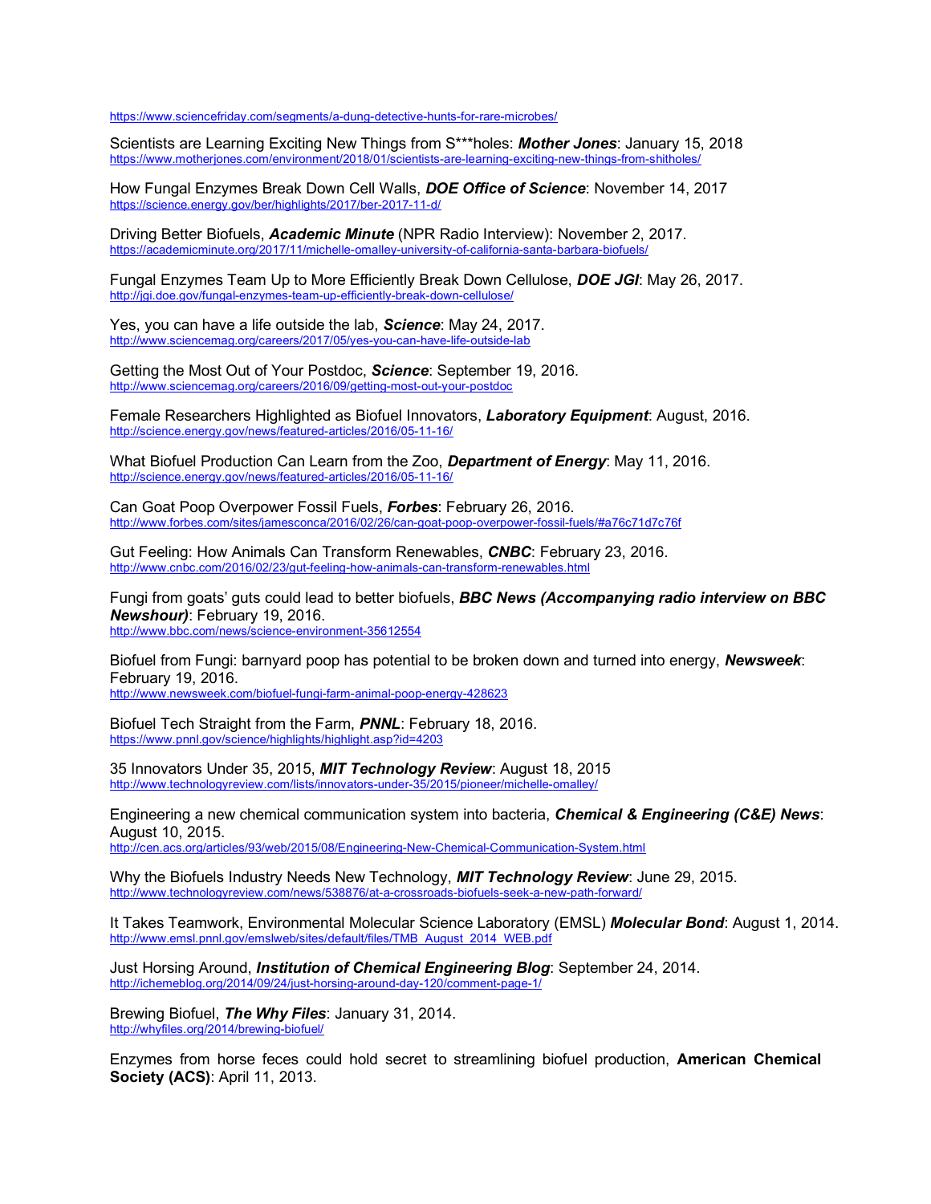https://www.sciencefriday.com/segments/a-dung-detective-hunts-for-rare-microbes/

Scientists are Learning Exciting New Things from S***holes: ***Mother Jones***: January 15, 2018
https://www.motherjones.com/environment/2018/01/scientists-are-learning-exciting-new-things-from-shitholes/

How Fungal Enzymes Break Down Cell Walls, ***DOE Office of Science***: November 14, 2017
https://science.energy.gov/ber/highlights/2017/ber-2017-11-d/

Driving Better Biofuels, ***Academic Minute*** (NPR Radio Interview): November 2, 2017.
https://academicminute.org/2017/11/michelle-omalley-university-of-california-santa-barbara-biofuels/

Fungal Enzymes Team Up to More Efficiently Break Down Cellulose, ***DOE JGI***: May 26, 2017.
http://jgi.doe.gov/fungal-enzymes-team-up-efficiently-break-down-cellulose/

Yes, you can have a life outside the lab, ***Science***: May 24, 2017.
http://www.sciencemag.org/careers/2017/05/yes-you-can-have-life-outside-lab

Getting the Most Out of Your Postdoc, ***Science***: September 19, 2016.
http://www.sciencemag.org/careers/2016/09/getting-most-out-your-postdoc

Female Researchers Highlighted as Biofuel Innovators, ***Laboratory Equipment***: August, 2016.
http://science.energy.gov/news/featured-articles/2016/05-11-16/

What Biofuel Production Can Learn from the Zoo, ***Department of Energy***: May 11, 2016.
http://science.energy.gov/news/featured-articles/2016/05-11-16/

Can Goat Poop Overpower Fossil Fuels, ***Forbes***: February 26, 2016.
http://www.forbes.com/sites/jamesconca/2016/02/26/can-goat-poop-overpower-fossil-fuels/#a76c71d7c76f

Gut Feeling: How Animals Can Transform Renewables, ***CNBC***: February 23, 2016.
http://www.cnbc.com/2016/02/23/gut-feeling-how-animals-can-transform-renewables.html

Fungi from goats' guts could lead to better biofuels, ***BBC News (Accompanying radio interview on BBC Newshour)***: February 19, 2016.
http://www.bbc.com/news/science-environment-35612554

Biofuel from Fungi: barnyard poop has potential to be broken down and turned into energy, ***Newsweek***: February 19, 2016.
http://www.newsweek.com/biofuel-fungi-farm-animal-poop-energy-428623

Biofuel Tech Straight from the Farm, ***PNNL***: February 18, 2016.
https://www.pnnl.gov/science/highlights/highlight.asp?id=4203

35 Innovators Under 35, 2015, ***MIT Technology Review***: August 18, 2015
http://www.technologyreview.com/lists/innovators-under-35/2015/pioneer/michelle-omalley/

Engineering a new chemical communication system into bacteria, ***Chemical & Engineering (C&E) News***: August 10, 2015.
http://cen.acs.org/articles/93/web/2015/08/Engineering-New-Chemical-Communication-System.html

Why the Biofuels Industry Needs New Technology, ***MIT Technology Review***: June 29, 2015.
http://www.technologyreview.com/news/538876/at-a-crossroads-biofuels-seek-a-new-path-forward/

It Takes Teamwork, Environmental Molecular Science Laboratory (EMSL) ***Molecular Bond***: August 1, 2014.
http://www.emsl.pnnl.gov/emslweb/sites/default/files/TMB_August_2014_WEB.pdf

Just Horsing Around, ***Institution of Chemical Engineering Blog***: September 24, 2014.
http://ichemeblog.org/2014/09/24/just-horsing-around-day-120/comment-page-1/

Brewing Biofuel, ***The Why Files***: January 31, 2014.
http://whyfiles.org/2014/brewing-biofuel/

Enzymes from horse feces could hold secret to streamlining biofuel production, **American Chemical Society (ACS)**: April 11, 2013.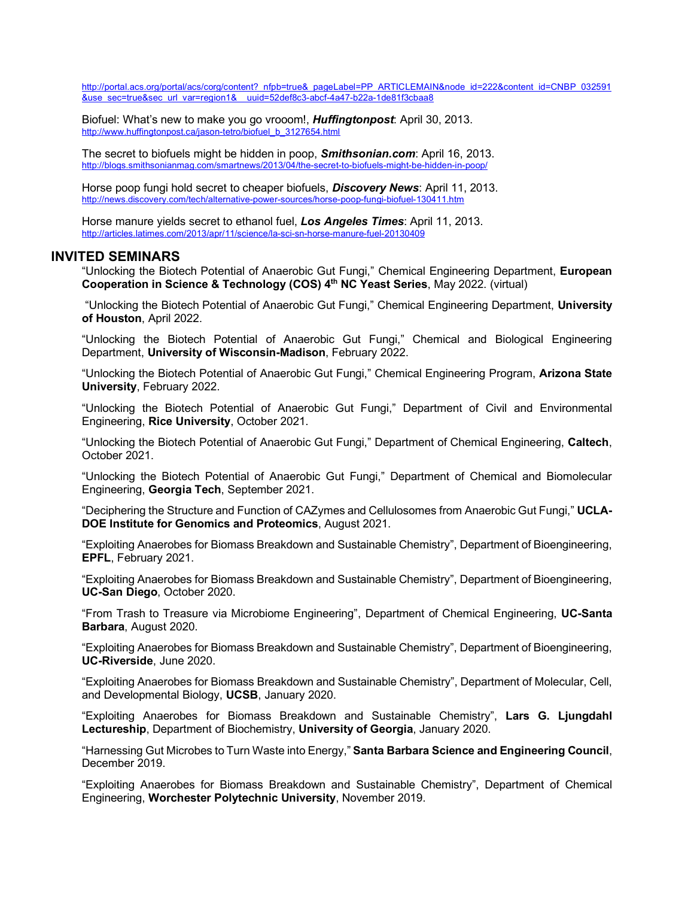http://portal.acs.org/portal/acs/corg/content?_nfpb=true&_pageLabel=PP_ARTICLEMAIN&node_id=222&content_id=CNBP_032591&use_sec=true&sec_url_var=region1&__uuid=52def8c3-abcf-4a47-b22a-1de81f3cbaa8

Biofuel: What's new to make you go vrooom!, ***Huffingtonpost***: April 30, 2013.
http://www.huffingtonpost.ca/jason-tetro/biofuel_b_3127654.html

The secret to biofuels might be hidden in poop, ***Smithsonian.com***: April 16, 2013.
http://blogs.smithsonianmag.com/smartnews/2013/04/the-secret-to-biofuels-might-be-hidden-in-poop/

Horse poop fungi hold secret to cheaper biofuels, ***Discovery News***: April 11, 2013.
http://news.discovery.com/tech/alternative-power-sources/horse-poop-fungi-biofuel-130411.htm

Horse manure yields secret to ethanol fuel, ***Los Angeles Times***: April 11, 2013.
http://articles.latimes.com/2013/apr/11/science/la-sci-sn-horse-manure-fuel-20130409

## INVITED SEMINARS

"Unlocking the Biotech Potential of Anaerobic Gut Fungi," Chemical Engineering Department, **European Cooperation in Science & Technology (COS) 4th NC Yeast Series**, May 2022. (virtual)

"Unlocking the Biotech Potential of Anaerobic Gut Fungi," Chemical Engineering Department, **University of Houston**, April 2022.

"Unlocking the Biotech Potential of Anaerobic Gut Fungi," Chemical and Biological Engineering Department, **University of Wisconsin-Madison**, February 2022.

"Unlocking the Biotech Potential of Anaerobic Gut Fungi," Chemical Engineering Program, **Arizona State University**, February 2022.

"Unlocking the Biotech Potential of Anaerobic Gut Fungi," Department of Civil and Environmental Engineering, **Rice University**, October 2021.

"Unlocking the Biotech Potential of Anaerobic Gut Fungi," Department of Chemical Engineering, **Caltech**, October 2021.

"Unlocking the Biotech Potential of Anaerobic Gut Fungi," Department of Chemical and Biomolecular Engineering, **Georgia Tech**, September 2021.

"Deciphering the Structure and Function of CAZymes and Cellulosomes from Anaerobic Gut Fungi," **UCLA-DOE Institute for Genomics and Proteomics**, August 2021.

"Exploiting Anaerobes for Biomass Breakdown and Sustainable Chemistry", Department of Bioengineering, **EPFL**, February 2021.

"Exploiting Anaerobes for Biomass Breakdown and Sustainable Chemistry", Department of Bioengineering, **UC-San Diego**, October 2020.

"From Trash to Treasure via Microbiome Engineering", Department of Chemical Engineering, **UC-Santa Barbara**, August 2020.

"Exploiting Anaerobes for Biomass Breakdown and Sustainable Chemistry", Department of Bioengineering, **UC-Riverside**, June 2020.

"Exploiting Anaerobes for Biomass Breakdown and Sustainable Chemistry", Department of Molecular, Cell, and Developmental Biology, **UCSB**, January 2020.

"Exploiting Anaerobes for Biomass Breakdown and Sustainable Chemistry", **Lars G. Ljungdahl Lectureship**, Department of Biochemistry, **University of Georgia**, January 2020.

"Harnessing Gut Microbes to Turn Waste into Energy," **Santa Barbara Science and Engineering Council**, December 2019.

"Exploiting Anaerobes for Biomass Breakdown and Sustainable Chemistry", Department of Chemical Engineering, **Worchester Polytechnic University**, November 2019.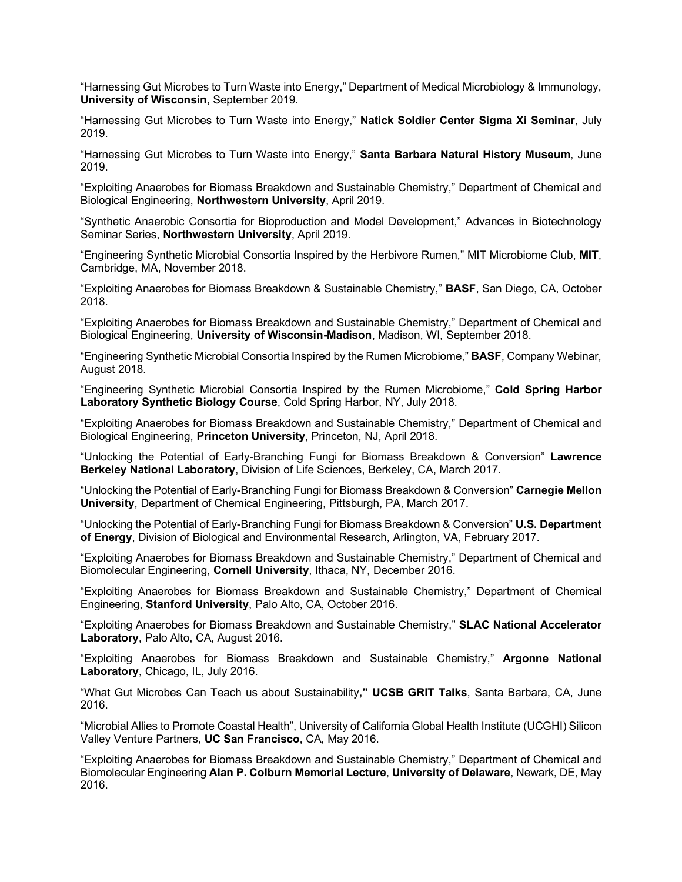"Harnessing Gut Microbes to Turn Waste into Energy," Department of Medical Microbiology & Immunology, **University of Wisconsin**, September 2019.

"Harnessing Gut Microbes to Turn Waste into Energy," **Natick Soldier Center Sigma Xi Seminar**, July 2019.

"Harnessing Gut Microbes to Turn Waste into Energy," **Santa Barbara Natural History Museum**, June 2019.

"Exploiting Anaerobes for Biomass Breakdown and Sustainable Chemistry," Department of Chemical and Biological Engineering, **Northwestern University**, April 2019.

"Synthetic Anaerobic Consortia for Bioproduction and Model Development," Advances in Biotechnology Seminar Series, **Northwestern University**, April 2019.

"Engineering Synthetic Microbial Consortia Inspired by the Herbivore Rumen," MIT Microbiome Club, **MIT**, Cambridge, MA, November 2018.

"Exploiting Anaerobes for Biomass Breakdown & Sustainable Chemistry," **BASF**, San Diego, CA, October 2018.

"Exploiting Anaerobes for Biomass Breakdown and Sustainable Chemistry," Department of Chemical and Biological Engineering, **University of Wisconsin-Madison**, Madison, WI, September 2018.

"Engineering Synthetic Microbial Consortia Inspired by the Rumen Microbiome," **BASF**, Company Webinar, August 2018.

"Engineering Synthetic Microbial Consortia Inspired by the Rumen Microbiome," **Cold Spring Harbor Laboratory Synthetic Biology Course**, Cold Spring Harbor, NY, July 2018.

"Exploiting Anaerobes for Biomass Breakdown and Sustainable Chemistry," Department of Chemical and Biological Engineering, **Princeton University**, Princeton, NJ, April 2018.

"Unlocking the Potential of Early-Branching Fungi for Biomass Breakdown & Conversion" **Lawrence Berkeley National Laboratory**, Division of Life Sciences, Berkeley, CA, March 2017.

"Unlocking the Potential of Early-Branching Fungi for Biomass Breakdown & Conversion" **Carnegie Mellon University**, Department of Chemical Engineering, Pittsburgh, PA, March 2017.

"Unlocking the Potential of Early-Branching Fungi for Biomass Breakdown & Conversion" **U.S. Department of Energy**, Division of Biological and Environmental Research, Arlington, VA, February 2017.

"Exploiting Anaerobes for Biomass Breakdown and Sustainable Chemistry," Department of Chemical and Biomolecular Engineering, **Cornell University**, Ithaca, NY, December 2016.

"Exploiting Anaerobes for Biomass Breakdown and Sustainable Chemistry," Department of Chemical Engineering, **Stanford University**, Palo Alto, CA, October 2016.

"Exploiting Anaerobes for Biomass Breakdown and Sustainable Chemistry," **SLAC National Accelerator Laboratory**, Palo Alto, CA, August 2016.

"Exploiting Anaerobes for Biomass Breakdown and Sustainable Chemistry," **Argonne National Laboratory**, Chicago, IL, July 2016.

"What Gut Microbes Can Teach us about Sustainability**," UCSB GRIT Talks**, Santa Barbara, CA, June 2016.

"Microbial Allies to Promote Coastal Health", University of California Global Health Institute (UCGHI) Silicon Valley Venture Partners, **UC San Francisco**, CA, May 2016.

"Exploiting Anaerobes for Biomass Breakdown and Sustainable Chemistry," Department of Chemical and Biomolecular Engineering **Alan P. Colburn Memorial Lecture**, **University of Delaware**, Newark, DE, May 2016.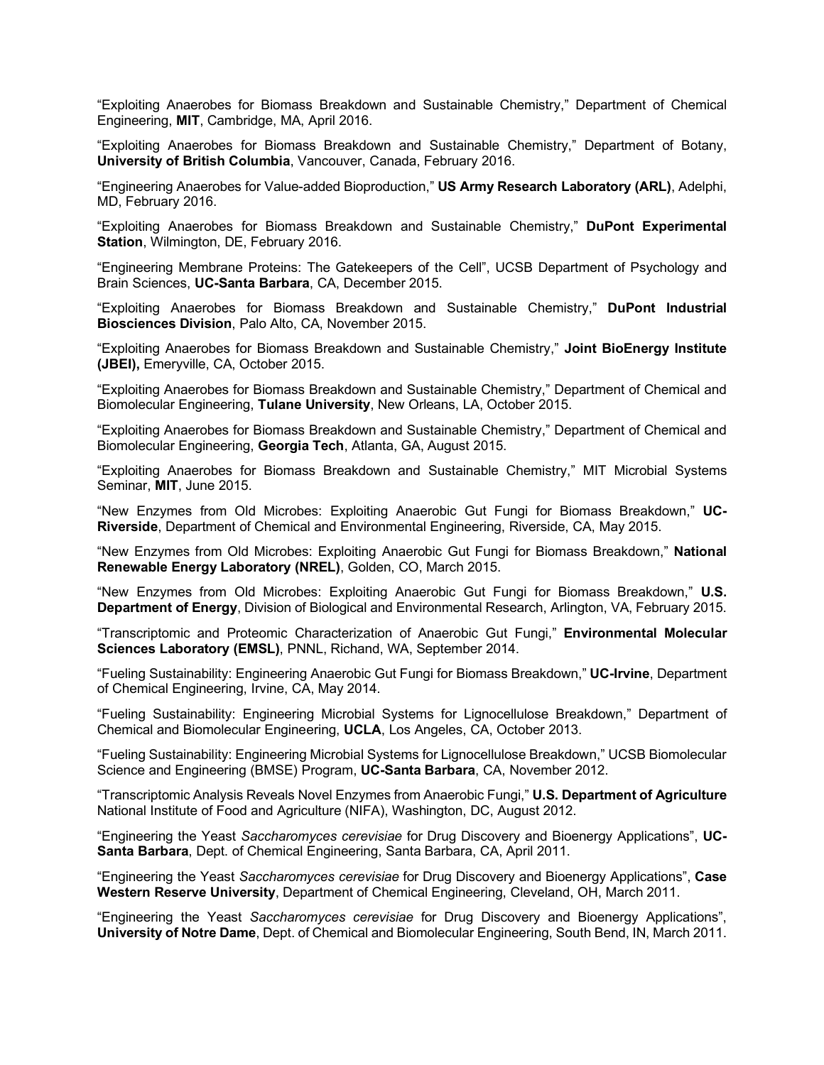"Exploiting Anaerobes for Biomass Breakdown and Sustainable Chemistry," Department of Chemical Engineering, **MIT**, Cambridge, MA, April 2016.

"Exploiting Anaerobes for Biomass Breakdown and Sustainable Chemistry," Department of Botany, **University of British Columbia**, Vancouver, Canada, February 2016.

"Engineering Anaerobes for Value-added Bioproduction," **US Army Research Laboratory (ARL)**, Adelphi, MD, February 2016.

"Exploiting Anaerobes for Biomass Breakdown and Sustainable Chemistry," **DuPont Experimental Station**, Wilmington, DE, February 2016.

"Engineering Membrane Proteins: The Gatekeepers of the Cell", UCSB Department of Psychology and Brain Sciences, **UC-Santa Barbara**, CA, December 2015.

"Exploiting Anaerobes for Biomass Breakdown and Sustainable Chemistry," **DuPont Industrial Biosciences Division**, Palo Alto, CA, November 2015.

"Exploiting Anaerobes for Biomass Breakdown and Sustainable Chemistry," **Joint BioEnergy Institute (JBEI),** Emeryville, CA, October 2015.

"Exploiting Anaerobes for Biomass Breakdown and Sustainable Chemistry," Department of Chemical and Biomolecular Engineering, **Tulane University**, New Orleans, LA, October 2015.

"Exploiting Anaerobes for Biomass Breakdown and Sustainable Chemistry," Department of Chemical and Biomolecular Engineering, **Georgia Tech**, Atlanta, GA, August 2015.

"Exploiting Anaerobes for Biomass Breakdown and Sustainable Chemistry," MIT Microbial Systems Seminar, **MIT**, June 2015.

"New Enzymes from Old Microbes: Exploiting Anaerobic Gut Fungi for Biomass Breakdown," **UC-Riverside**, Department of Chemical and Environmental Engineering, Riverside, CA, May 2015.

"New Enzymes from Old Microbes: Exploiting Anaerobic Gut Fungi for Biomass Breakdown," **National Renewable Energy Laboratory (NREL)**, Golden, CO, March 2015.

"New Enzymes from Old Microbes: Exploiting Anaerobic Gut Fungi for Biomass Breakdown," **U.S. Department of Energy**, Division of Biological and Environmental Research, Arlington, VA, February 2015.

"Transcriptomic and Proteomic Characterization of Anaerobic Gut Fungi," **Environmental Molecular Sciences Laboratory (EMSL)**, PNNL, Richand, WA, September 2014.

"Fueling Sustainability: Engineering Anaerobic Gut Fungi for Biomass Breakdown," **UC-Irvine**, Department of Chemical Engineering, Irvine, CA, May 2014.

"Fueling Sustainability: Engineering Microbial Systems for Lignocellulose Breakdown," Department of Chemical and Biomolecular Engineering, **UCLA**, Los Angeles, CA, October 2013.

"Fueling Sustainability: Engineering Microbial Systems for Lignocellulose Breakdown," UCSB Biomolecular Science and Engineering (BMSE) Program, **UC-Santa Barbara**, CA, November 2012.

"Transcriptomic Analysis Reveals Novel Enzymes from Anaerobic Fungi," **U.S. Department of Agriculture** National Institute of Food and Agriculture (NIFA), Washington, DC, August 2012.

"Engineering the Yeast *Saccharomyces cerevisiae* for Drug Discovery and Bioenergy Applications", **UC-Santa Barbara**, Dept. of Chemical Engineering, Santa Barbara, CA, April 2011.

"Engineering the Yeast *Saccharomyces cerevisiae* for Drug Discovery and Bioenergy Applications", **Case Western Reserve University**, Department of Chemical Engineering, Cleveland, OH, March 2011.

"Engineering the Yeast *Saccharomyces cerevisiae* for Drug Discovery and Bioenergy Applications", **University of Notre Dame**, Dept. of Chemical and Biomolecular Engineering, South Bend, IN, March 2011.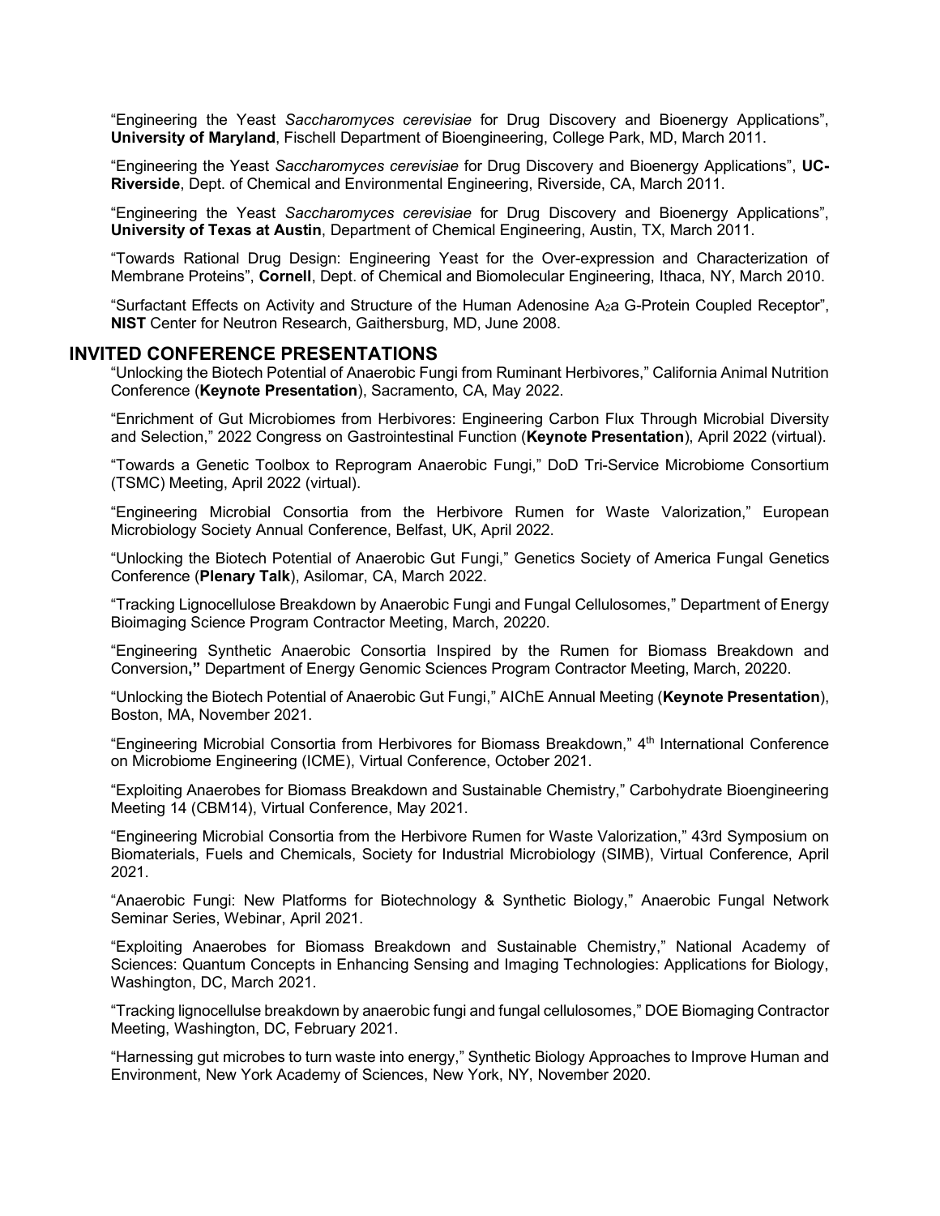"Engineering the Yeast *Saccharomyces cerevisiae* for Drug Discovery and Bioenergy Applications", **University of Maryland**, Fischell Department of Bioengineering, College Park, MD, March 2011.

"Engineering the Yeast *Saccharomyces cerevisiae* for Drug Discovery and Bioenergy Applications", **UC-Riverside**, Dept. of Chemical and Environmental Engineering, Riverside, CA, March 2011.

"Engineering the Yeast *Saccharomyces cerevisiae* for Drug Discovery and Bioenergy Applications", **University of Texas at Austin**, Department of Chemical Engineering, Austin, TX, March 2011.

"Towards Rational Drug Design: Engineering Yeast for the Over-expression and Characterization of Membrane Proteins", **Cornell**, Dept. of Chemical and Biomolecular Engineering, Ithaca, NY, March 2010.

"Surfactant Effects on Activity and Structure of the Human Adenosine $A_2$a G-Protein Coupled Receptor", **NIST** Center for Neutron Research, Gaithersburg, MD, June 2008.

## INVITED CONFERENCE PRESENTATIONS

"Unlocking the Biotech Potential of Anaerobic Fungi from Ruminant Herbivores," California Animal Nutrition Conference (**Keynote Presentation**), Sacramento, CA, May 2022.

"Enrichment of Gut Microbiomes from Herbivores: Engineering Carbon Flux Through Microbial Diversity and Selection," 2022 Congress on Gastrointestinal Function (**Keynote Presentation**), April 2022 (virtual).

"Towards a Genetic Toolbox to Reprogram Anaerobic Fungi," DoD Tri-Service Microbiome Consortium (TSMC) Meeting, April 2022 (virtual).

"Engineering Microbial Consortia from the Herbivore Rumen for Waste Valorization," European Microbiology Society Annual Conference, Belfast, UK, April 2022.

"Unlocking the Biotech Potential of Anaerobic Gut Fungi," Genetics Society of America Fungal Genetics Conference (**Plenary Talk**), Asilomar, CA, March 2022.

"Tracking Lignocellulose Breakdown by Anaerobic Fungi and Fungal Cellulosomes," Department of Energy Bioimaging Science Program Contractor Meeting, March, 20220.

"Engineering Synthetic Anaerobic Consortia Inspired by the Rumen for Biomass Breakdown and Conversion**,"** Department of Energy Genomic Sciences Program Contractor Meeting, March, 20220.

"Unlocking the Biotech Potential of Anaerobic Gut Fungi," AIChE Annual Meeting (**Keynote Presentation**), Boston, MA, November 2021.

"Engineering Microbial Consortia from Herbivores for Biomass Breakdown," 4th International Conference on Microbiome Engineering (ICME), Virtual Conference, October 2021.

"Exploiting Anaerobes for Biomass Breakdown and Sustainable Chemistry," Carbohydrate Bioengineering Meeting 14 (CBM14), Virtual Conference, May 2021.

"Engineering Microbial Consortia from the Herbivore Rumen for Waste Valorization," 43rd Symposium on Biomaterials, Fuels and Chemicals, Society for Industrial Microbiology (SIMB), Virtual Conference, April 2021.

"Anaerobic Fungi: New Platforms for Biotechnology & Synthetic Biology," Anaerobic Fungal Network Seminar Series, Webinar, April 2021.

"Exploiting Anaerobes for Biomass Breakdown and Sustainable Chemistry," National Academy of Sciences: Quantum Concepts in Enhancing Sensing and Imaging Technologies: Applications for Biology, Washington, DC, March 2021.

"Tracking lignocellulse breakdown by anaerobic fungi and fungal cellulosomes," DOE Biomaging Contractor Meeting, Washington, DC, February 2021.

"Harnessing gut microbes to turn waste into energy," Synthetic Biology Approaches to Improve Human and Environment, New York Academy of Sciences, New York, NY, November 2020.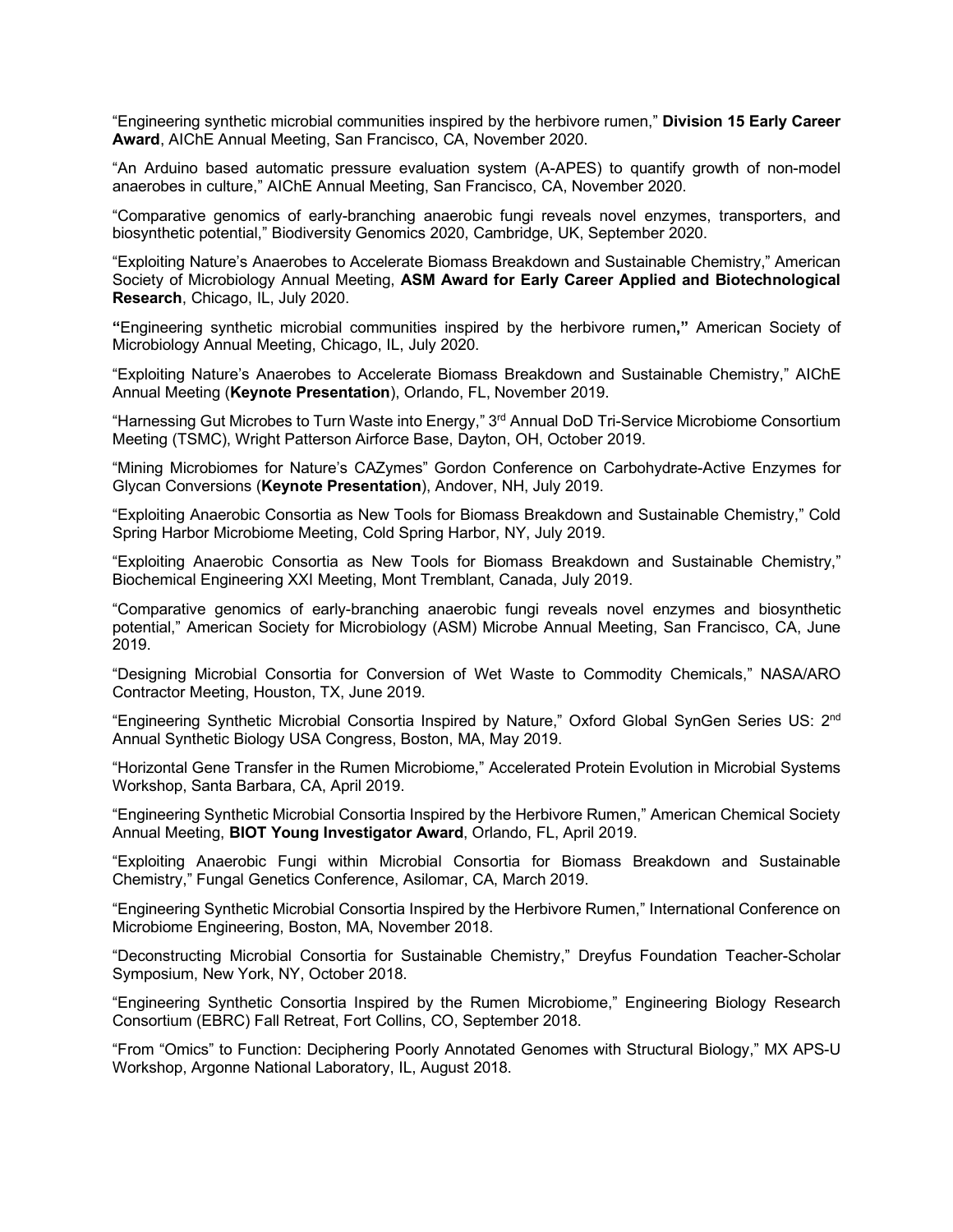"Engineering synthetic microbial communities inspired by the herbivore rumen," **Division 15 Early Career Award**, AIChE Annual Meeting, San Francisco, CA, November 2020.

"An Arduino based automatic pressure evaluation system (A-APES) to quantify growth of non-model anaerobes in culture," AIChE Annual Meeting, San Francisco, CA, November 2020.

"Comparative genomics of early-branching anaerobic fungi reveals novel enzymes, transporters, and biosynthetic potential," Biodiversity Genomics 2020, Cambridge, UK, September 2020.

"Exploiting Nature's Anaerobes to Accelerate Biomass Breakdown and Sustainable Chemistry," American Society of Microbiology Annual Meeting, **ASM Award for Early Career Applied and Biotechnological Research**, Chicago, IL, July 2020.

**"**Engineering synthetic microbial communities inspired by the herbivore rumen**,"** American Society of Microbiology Annual Meeting, Chicago, IL, July 2020.

"Exploiting Nature's Anaerobes to Accelerate Biomass Breakdown and Sustainable Chemistry," AIChE Annual Meeting (**Keynote Presentation**), Orlando, FL, November 2019.

"Harnessing Gut Microbes to Turn Waste into Energy," 3rd Annual DoD Tri-Service Microbiome Consortium Meeting (TSMC), Wright Patterson Airforce Base, Dayton, OH, October 2019.

"Mining Microbiomes for Nature's CAZymes" Gordon Conference on Carbohydrate-Active Enzymes for Glycan Conversions (**Keynote Presentation**), Andover, NH, July 2019.

"Exploiting Anaerobic Consortia as New Tools for Biomass Breakdown and Sustainable Chemistry," Cold Spring Harbor Microbiome Meeting, Cold Spring Harbor, NY, July 2019.

"Exploiting Anaerobic Consortia as New Tools for Biomass Breakdown and Sustainable Chemistry," Biochemical Engineering XXI Meeting, Mont Tremblant, Canada, July 2019.

"Comparative genomics of early-branching anaerobic fungi reveals novel enzymes and biosynthetic potential," American Society for Microbiology (ASM) Microbe Annual Meeting, San Francisco, CA, June 2019.

"Designing Microbial Consortia for Conversion of Wet Waste to Commodity Chemicals," NASA/ARO Contractor Meeting, Houston, TX, June 2019.

"Engineering Synthetic Microbial Consortia Inspired by Nature," Oxford Global SynGen Series US: 2nd Annual Synthetic Biology USA Congress, Boston, MA, May 2019.

"Horizontal Gene Transfer in the Rumen Microbiome," Accelerated Protein Evolution in Microbial Systems Workshop, Santa Barbara, CA, April 2019.

"Engineering Synthetic Microbial Consortia Inspired by the Herbivore Rumen," American Chemical Society Annual Meeting, **BIOT Young Investigator Award**, Orlando, FL, April 2019.

"Exploiting Anaerobic Fungi within Microbial Consortia for Biomass Breakdown and Sustainable Chemistry," Fungal Genetics Conference, Asilomar, CA, March 2019.

"Engineering Synthetic Microbial Consortia Inspired by the Herbivore Rumen," International Conference on Microbiome Engineering, Boston, MA, November 2018.

"Deconstructing Microbial Consortia for Sustainable Chemistry," Dreyfus Foundation Teacher-Scholar Symposium, New York, NY, October 2018.

"Engineering Synthetic Consortia Inspired by the Rumen Microbiome," Engineering Biology Research Consortium (EBRC) Fall Retreat, Fort Collins, CO, September 2018.

"From "Omics" to Function: Deciphering Poorly Annotated Genomes with Structural Biology," MX APS-U Workshop, Argonne National Laboratory, IL, August 2018.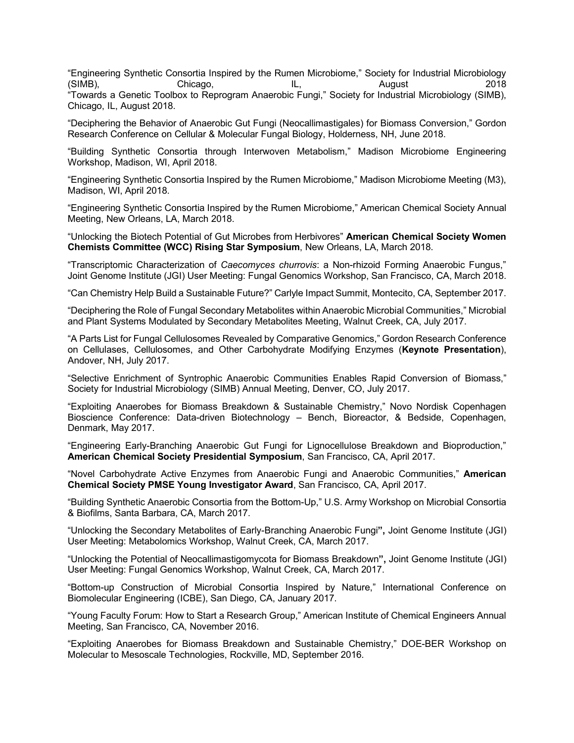"Engineering Synthetic Consortia Inspired by the Rumen Microbiome," Society for Industrial Microbiology (SIMB), Chicago, IL, August 2018
"Towards a Genetic Toolbox to Reprogram Anaerobic Fungi," Society for Industrial Microbiology (SIMB), Chicago, IL, August 2018.

"Deciphering the Behavior of Anaerobic Gut Fungi (Neocallimastigales) for Biomass Conversion," Gordon Research Conference on Cellular & Molecular Fungal Biology, Holderness, NH, June 2018.

"Building Synthetic Consortia through Interwoven Metabolism," Madison Microbiome Engineering Workshop, Madison, WI, April 2018.

"Engineering Synthetic Consortia Inspired by the Rumen Microbiome," Madison Microbiome Meeting (M3), Madison, WI, April 2018.

"Engineering Synthetic Consortia Inspired by the Rumen Microbiome," American Chemical Society Annual Meeting, New Orleans, LA, March 2018.

"Unlocking the Biotech Potential of Gut Microbes from Herbivores" **American Chemical Society Women Chemists Committee (WCC) Rising Star Symposium**, New Orleans, LA, March 2018.

"Transcriptomic Characterization of *Caecomyces churrovis*: a Non-rhizoid Forming Anaerobic Fungus," Joint Genome Institute (JGI) User Meeting: Fungal Genomics Workshop, San Francisco, CA, March 2018.

"Can Chemistry Help Build a Sustainable Future?" Carlyle Impact Summit, Montecito, CA, September 2017.

"Deciphering the Role of Fungal Secondary Metabolites within Anaerobic Microbial Communities," Microbial and Plant Systems Modulated by Secondary Metabolites Meeting, Walnut Creek, CA, July 2017.

"A Parts List for Fungal Cellulosomes Revealed by Comparative Genomics," Gordon Research Conference on Cellulases, Cellulosomes, and Other Carbohydrate Modifying Enzymes (**Keynote Presentation**), Andover, NH, July 2017.

"Selective Enrichment of Syntrophic Anaerobic Communities Enables Rapid Conversion of Biomass," Society for Industrial Microbiology (SIMB) Annual Meeting, Denver, CO, July 2017.

"Exploiting Anaerobes for Biomass Breakdown & Sustainable Chemistry," Novo Nordisk Copenhagen Bioscience Conference: Data-driven Biotechnology – Bench, Bioreactor, & Bedside, Copenhagen, Denmark, May 2017.

"Engineering Early-Branching Anaerobic Gut Fungi for Lignocellulose Breakdown and Bioproduction," **American Chemical Society Presidential Symposium**, San Francisco, CA, April 2017.

"Novel Carbohydrate Active Enzymes from Anaerobic Fungi and Anaerobic Communities," **American Chemical Society PMSE Young Investigator Award**, San Francisco, CA, April 2017.

"Building Synthetic Anaerobic Consortia from the Bottom-Up," U.S. Army Workshop on Microbial Consortia & Biofilms, Santa Barbara, CA, March 2017.

"Unlocking the Secondary Metabolites of Early-Branching Anaerobic Fungi**",** Joint Genome Institute (JGI) User Meeting: Metabolomics Workshop, Walnut Creek, CA, March 2017.

"Unlocking the Potential of Neocallimastigomycota for Biomass Breakdown**",** Joint Genome Institute (JGI) User Meeting: Fungal Genomics Workshop, Walnut Creek, CA, March 2017.

"Bottom-up Construction of Microbial Consortia Inspired by Nature," International Conference on Biomolecular Engineering (ICBE), San Diego, CA, January 2017.

"Young Faculty Forum: How to Start a Research Group," American Institute of Chemical Engineers Annual Meeting, San Francisco, CA, November 2016.

"Exploiting Anaerobes for Biomass Breakdown and Sustainable Chemistry," DOE-BER Workshop on Molecular to Mesoscale Technologies, Rockville, MD, September 2016.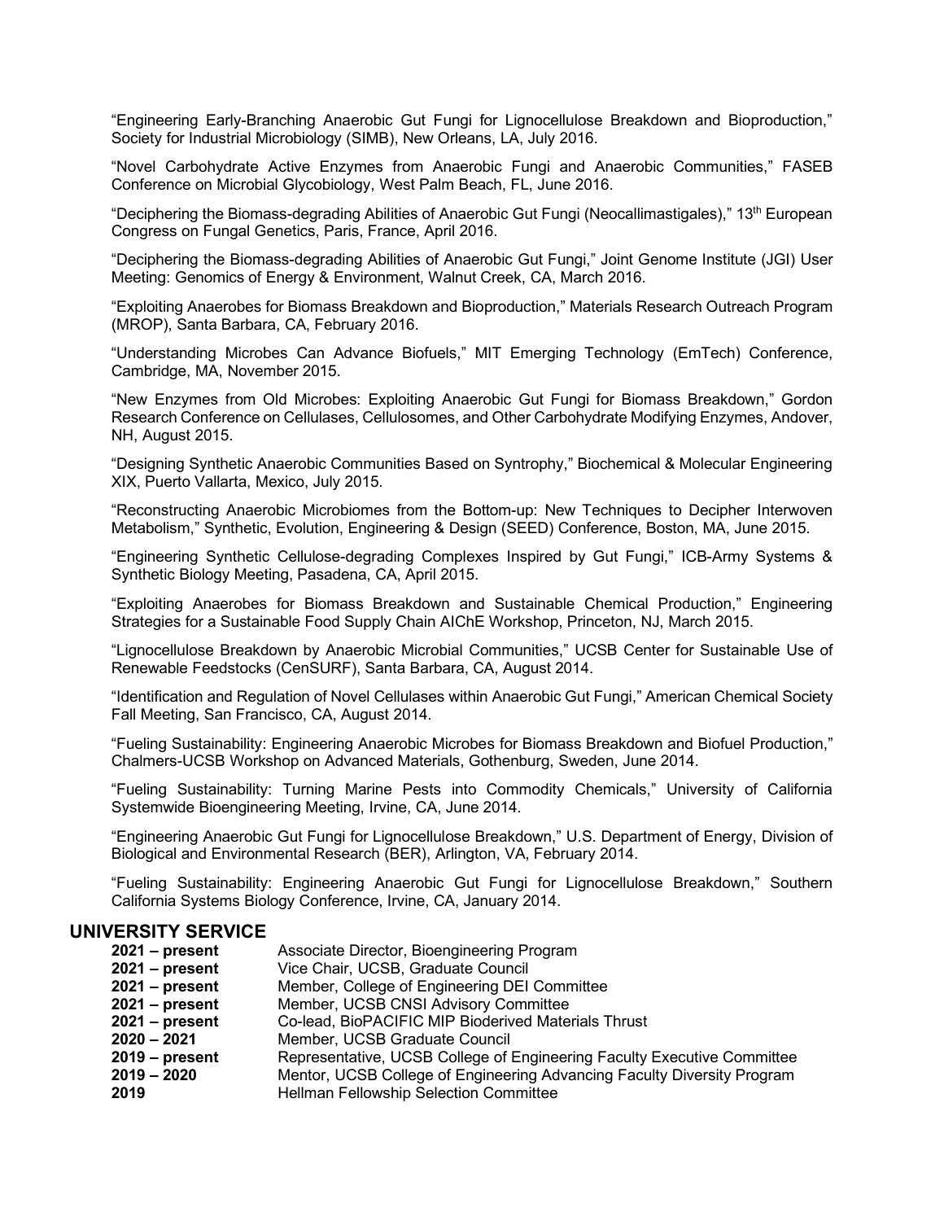"Engineering Early-Branching Anaerobic Gut Fungi for Lignocellulose Breakdown and Bioproduction," Society for Industrial Microbiology (SIMB), New Orleans, LA, July 2016.

"Novel Carbohydrate Active Enzymes from Anaerobic Fungi and Anaerobic Communities," FASEB Conference on Microbial Glycobiology, West Palm Beach, FL, June 2016.

"Deciphering the Biomass-degrading Abilities of Anaerobic Gut Fungi (Neocallimastigales)," 13th European Congress on Fungal Genetics, Paris, France, April 2016.

"Deciphering the Biomass-degrading Abilities of Anaerobic Gut Fungi," Joint Genome Institute (JGI) User Meeting: Genomics of Energy & Environment, Walnut Creek, CA, March 2016.

"Exploiting Anaerobes for Biomass Breakdown and Bioproduction," Materials Research Outreach Program (MROP), Santa Barbara, CA, February 2016.

"Understanding Microbes Can Advance Biofuels," MIT Emerging Technology (EmTech) Conference, Cambridge, MA, November 2015.

"New Enzymes from Old Microbes: Exploiting Anaerobic Gut Fungi for Biomass Breakdown," Gordon Research Conference on Cellulases, Cellulosomes, and Other Carbohydrate Modifying Enzymes, Andover, NH, August 2015.

"Designing Synthetic Anaerobic Communities Based on Syntrophy," Biochemical & Molecular Engineering XIX, Puerto Vallarta, Mexico, July 2015.

"Reconstructing Anaerobic Microbiomes from the Bottom-up: New Techniques to Decipher Interwoven Metabolism," Synthetic, Evolution, Engineering & Design (SEED) Conference, Boston, MA, June 2015.

"Engineering Synthetic Cellulose-degrading Complexes Inspired by Gut Fungi," ICB-Army Systems & Synthetic Biology Meeting, Pasadena, CA, April 2015.

"Exploiting Anaerobes for Biomass Breakdown and Sustainable Chemical Production," Engineering Strategies for a Sustainable Food Supply Chain AIChE Workshop, Princeton, NJ, March 2015.

"Lignocellulose Breakdown by Anaerobic Microbial Communities," UCSB Center for Sustainable Use of Renewable Feedstocks (CenSURF), Santa Barbara, CA, August 2014.

"Identification and Regulation of Novel Cellulases within Anaerobic Gut Fungi," American Chemical Society Fall Meeting, San Francisco, CA, August 2014.

"Fueling Sustainability: Engineering Anaerobic Microbes for Biomass Breakdown and Biofuel Production," Chalmers-UCSB Workshop on Advanced Materials, Gothenburg, Sweden, June 2014.

"Fueling Sustainability: Turning Marine Pests into Commodity Chemicals," University of California Systemwide Bioengineering Meeting, Irvine, CA, June 2014.

"Engineering Anaerobic Gut Fungi for Lignocellulose Breakdown," U.S. Department of Energy, Division of Biological and Environmental Research (BER), Arlington, VA, February 2014.

"Fueling Sustainability: Engineering Anaerobic Gut Fungi for Lignocellulose Breakdown," Southern California Systems Biology Conference, Irvine, CA, January 2014.

## UNIVERSITY SERVICE

| | |
|---|---|
| **2021 – present** | Associate Director, Bioengineering Program |
| **2021 – present** | Vice Chair, UCSB, Graduate Council |
| **2021 – present** | Member, College of Engineering DEI Committee |
| **2021 – present** | Member, UCSB CNSI Advisory Committee |
| **2021 – present** | Co-lead, BioPACIFIC MIP Bioderived Materials Thrust |
| **2020 – 2021** | Member, UCSB Graduate Council |
| **2019 – present** | Representative, UCSB College of Engineering Faculty Executive Committee |
| **2019 – 2020** | Mentor, UCSB College of Engineering Advancing Faculty Diversity Program |
| **2019** | Hellman Fellowship Selection Committee |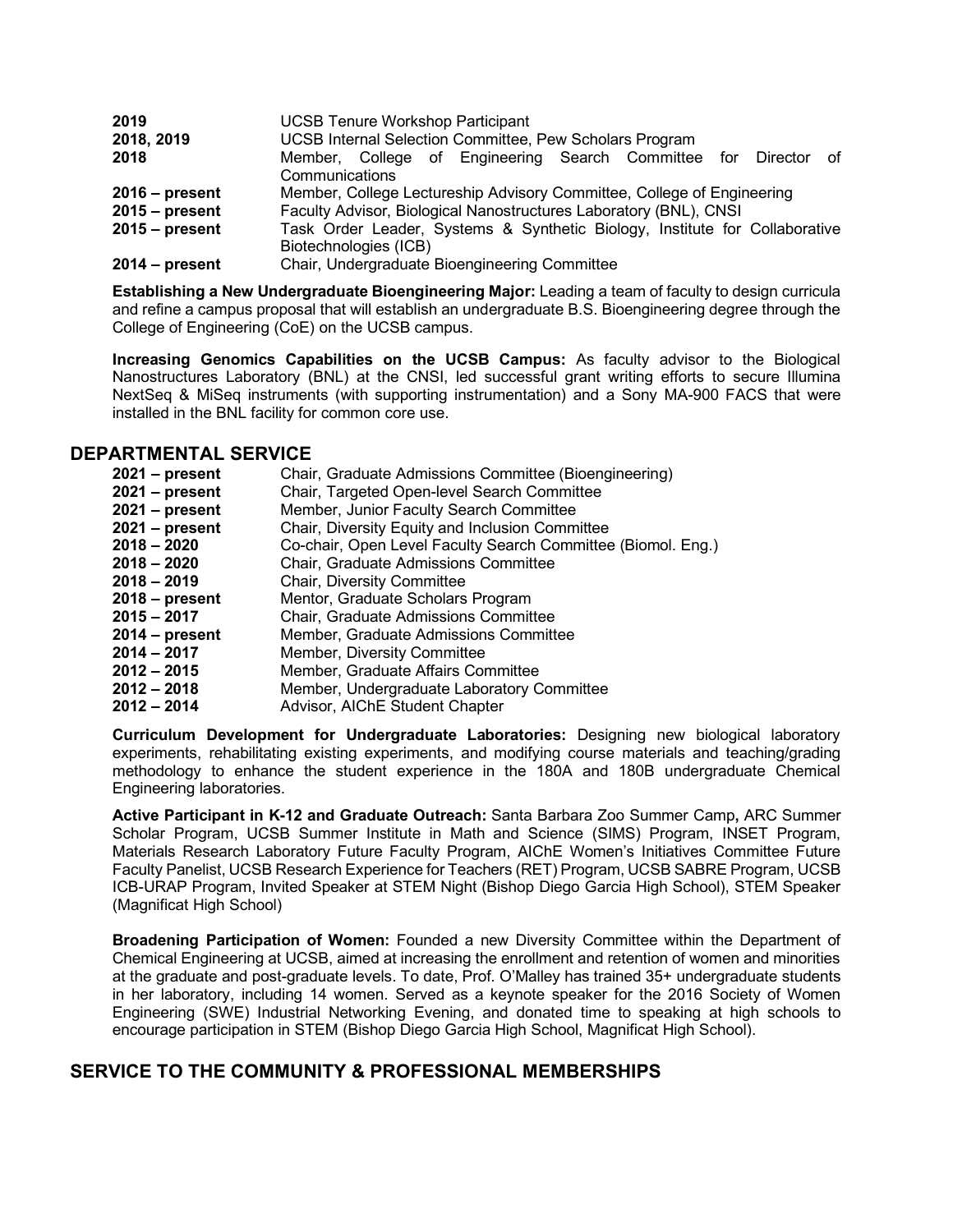| | |
|---|---|
| **2019** | UCSB Tenure Workshop Participant |
| **2018, 2019** | UCSB Internal Selection Committee, Pew Scholars Program |
| **2018** | Member, College of Engineering Search Committee for Director of Communications |
| **2016 – present** | Member, College Lectureship Advisory Committee, College of Engineering |
| **2015 – present** | Faculty Advisor, Biological Nanostructures Laboratory (BNL), CNSI |
| **2015 – present** | Task Order Leader, Systems & Synthetic Biology, Institute for Collaborative Biotechnologies (ICB) |
| **2014 – present** | Chair, Undergraduate Bioengineering Committee |

**Establishing a New Undergraduate Bioengineering Major:** Leading a team of faculty to design curricula and refine a campus proposal that will establish an undergraduate B.S. Bioengineering degree through the College of Engineering (CoE) on the UCSB campus.

**Increasing Genomics Capabilities on the UCSB Campus:** As faculty advisor to the Biological Nanostructures Laboratory (BNL) at the CNSI, led successful grant writing efforts to secure Illumina NextSeq & MiSeq instruments (with supporting instrumentation) and a Sony MA-900 FACS that were installed in the BNL facility for common core use.

## DEPARTMENTAL SERVICE

| | |
|---|---|
| **2021 – present** | Chair, Graduate Admissions Committee (Bioengineering) |
| **2021 – present** | Chair, Targeted Open-level Search Committee |
| **2021 – present** | Member, Junior Faculty Search Committee |
| **2021 – present** | Chair, Diversity Equity and Inclusion Committee |
| **2018 – 2020** | Co-chair, Open Level Faculty Search Committee (Biomol. Eng.) |
| **2018 – 2020** | Chair, Graduate Admissions Committee |
| **2018 – 2019** | Chair, Diversity Committee |
| **2018 – present** | Mentor, Graduate Scholars Program |
| **2015 – 2017** | Chair, Graduate Admissions Committee |
| **2014 – present** | Member, Graduate Admissions Committee |
| **2014 – 2017** | Member, Diversity Committee |
| **2012 – 2015** | Member, Graduate Affairs Committee |
| **2012 – 2018** | Member, Undergraduate Laboratory Committee |
| **2012 – 2014** | Advisor, AIChE Student Chapter |

**Curriculum Development for Undergraduate Laboratories:** Designing new biological laboratory experiments, rehabilitating existing experiments, and modifying course materials and teaching/grading methodology to enhance the student experience in the 180A and 180B undergraduate Chemical Engineering laboratories.

**Active Participant in K-12 and Graduate Outreach:** Santa Barbara Zoo Summer Camp**,** ARC Summer Scholar Program, UCSB Summer Institute in Math and Science (SIMS) Program, INSET Program, Materials Research Laboratory Future Faculty Program, AIChE Women's Initiatives Committee Future Faculty Panelist, UCSB Research Experience for Teachers (RET) Program, UCSB SABRE Program, UCSB ICB-URAP Program, Invited Speaker at STEM Night (Bishop Diego Garcia High School), STEM Speaker (Magnificat High School)

**Broadening Participation of Women:** Founded a new Diversity Committee within the Department of Chemical Engineering at UCSB, aimed at increasing the enrollment and retention of women and minorities at the graduate and post-graduate levels. To date, Prof. O'Malley has trained 35+ undergraduate students in her laboratory, including 14 women. Served as a keynote speaker for the 2016 Society of Women Engineering (SWE) Industrial Networking Evening, and donated time to speaking at high schools to encourage participation in STEM (Bishop Diego Garcia High School, Magnificat High School).

## SERVICE TO THE COMMUNITY & PROFESSIONAL MEMBERSHIPS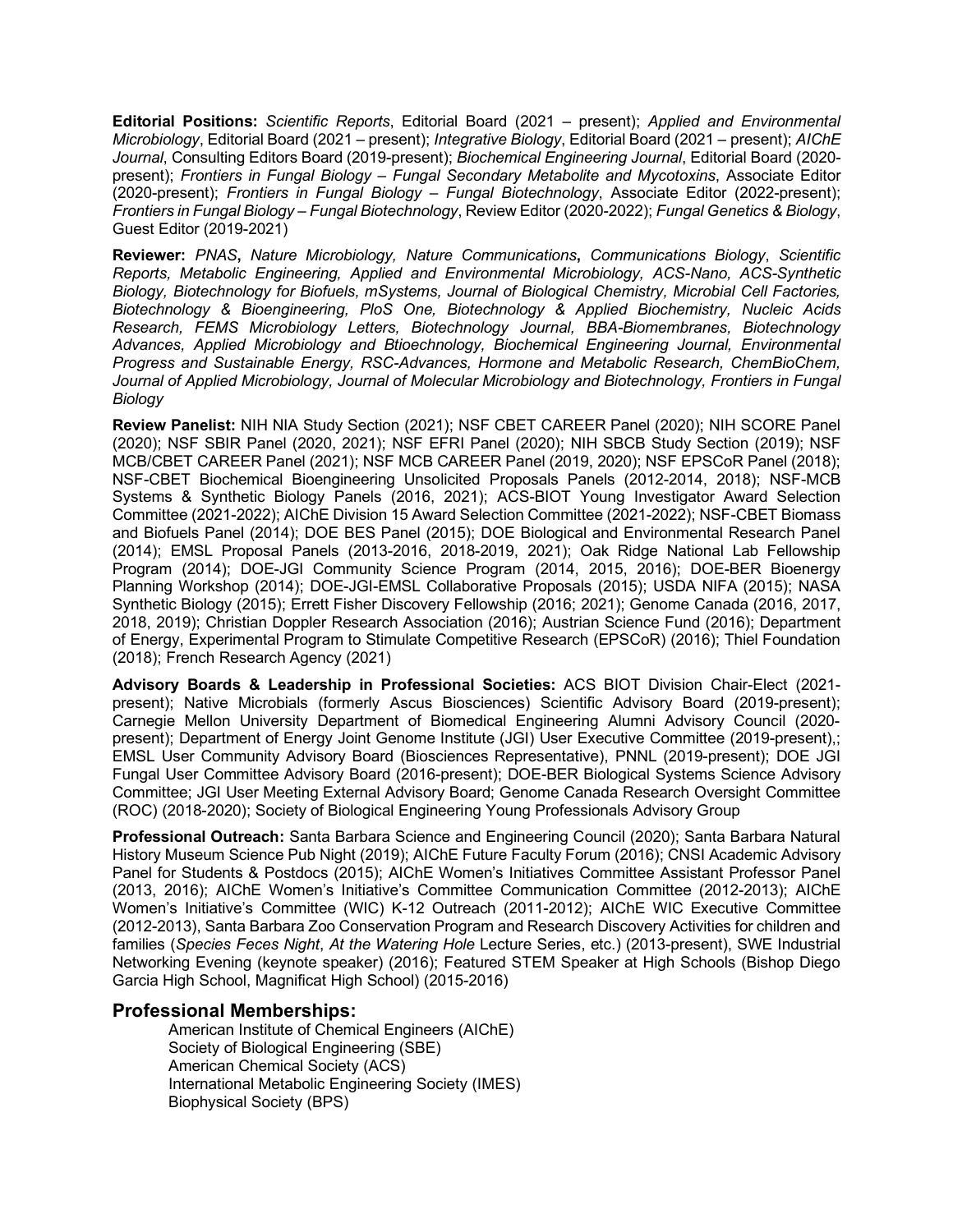**Editorial Positions:** *Scientific Reports*, Editorial Board (2021 – present); *Applied and Environmental Microbiology*, Editorial Board (2021 – present); *Integrative Biology*, Editorial Board (2021 – present); *AIChE Journal*, Consulting Editors Board (2019-present); *Biochemical Engineering Journal*, Editorial Board (2020-present); *Frontiers in Fungal Biology – Fungal Secondary Metabolite and Mycotoxins*, Associate Editor (2020-present); *Frontiers in Fungal Biology – Fungal Biotechnology*, Associate Editor (2022-present); *Frontiers in Fungal Biology – Fungal Biotechnology*, Review Editor (2020-2022); *Fungal Genetics & Biology*, Guest Editor (2019-2021)

**Reviewer:** *PNAS***,** *Nature Microbiology, Nature Communications***,** *Communications Biology*, *Scientific Reports, Metabolic Engineering, Applied and Environmental Microbiology, ACS-Nano, ACS-Synthetic Biology, Biotechnology for Biofuels, mSystems, Journal of Biological Chemistry, Microbial Cell Factories, Biotechnology & Bioengineering, PloS One, Biotechnology & Applied Biochemistry, Nucleic Acids Research, FEMS Microbiology Letters, Biotechnology Journal, BBA-Biomembranes, Biotechnology Advances, Applied Microbiology and Btioechnology, Biochemical Engineering Journal, Environmental Progress and Sustainable Energy, RSC-Advances, Hormone and Metabolic Research, ChemBioChem, Journal of Applied Microbiology, Journal of Molecular Microbiology and Biotechnology, Frontiers in Fungal Biology*

**Review Panelist:** NIH NIA Study Section (2021); NSF CBET CAREER Panel (2020); NIH SCORE Panel (2020); NSF SBIR Panel (2020, 2021); NSF EFRI Panel (2020); NIH SBCB Study Section (2019); NSF MCB/CBET CAREER Panel (2021); NSF MCB CAREER Panel (2019, 2020); NSF EPSCoR Panel (2018); NSF-CBET Biochemical Bioengineering Unsolicited Proposals Panels (2012-2014, 2018); NSF-MCB Systems & Synthetic Biology Panels (2016, 2021); ACS-BIOT Young Investigator Award Selection Committee (2021-2022); AIChE Division 15 Award Selection Committee (2021-2022); NSF-CBET Biomass and Biofuels Panel (2014); DOE BES Panel (2015); DOE Biological and Environmental Research Panel (2014); EMSL Proposal Panels (2013-2016, 2018-2019, 2021); Oak Ridge National Lab Fellowship Program (2014); DOE-JGI Community Science Program (2014, 2015, 2016); DOE-BER Bioenergy Planning Workshop (2014); DOE-JGI-EMSL Collaborative Proposals (2015); USDA NIFA (2015); NASA Synthetic Biology (2015); Errett Fisher Discovery Fellowship (2016; 2021); Genome Canada (2016, 2017, 2018, 2019); Christian Doppler Research Association (2016); Austrian Science Fund (2016); Department of Energy, Experimental Program to Stimulate Competitive Research (EPSCoR) (2016); Thiel Foundation (2018); French Research Agency (2021)

**Advisory Boards & Leadership in Professional Societies:** ACS BIOT Division Chair-Elect (2021-present); Native Microbials (formerly Ascus Biosciences) Scientific Advisory Board (2019-present); Carnegie Mellon University Department of Biomedical Engineering Alumni Advisory Council (2020-present); Department of Energy Joint Genome Institute (JGI) User Executive Committee (2019-present),; EMSL User Community Advisory Board (Biosciences Representative), PNNL (2019-present); DOE JGI Fungal User Committee Advisory Board (2016-present); DOE-BER Biological Systems Science Advisory Committee; JGI User Meeting External Advisory Board; Genome Canada Research Oversight Committee (ROC) (2018-2020); Society of Biological Engineering Young Professionals Advisory Group

**Professional Outreach:** Santa Barbara Science and Engineering Council (2020); Santa Barbara Natural History Museum Science Pub Night (2019); AIChE Future Faculty Forum (2016); CNSI Academic Advisory Panel for Students & Postdocs (2015); AIChE Women's Initiatives Committee Assistant Professor Panel (2013, 2016); AIChE Women's Initiative's Committee Communication Committee (2012-2013); AIChE Women's Initiative's Committee (WIC) K-12 Outreach (2011-2012); AIChE WIC Executive Committee (2012-2013), Santa Barbara Zoo Conservation Program and Research Discovery Activities for children and families (*Species Feces Night*, *At the Watering Hole* Lecture Series, etc.) (2013-present), SWE Industrial Networking Evening (keynote speaker) (2016); Featured STEM Speaker at High Schools (Bishop Diego Garcia High School, Magnificat High School) (2015-2016)

## Professional Memberships:

American Institute of Chemical Engineers (AIChE)
Society of Biological Engineering (SBE)
American Chemical Society (ACS)
International Metabolic Engineering Society (IMES)
Biophysical Society (BPS)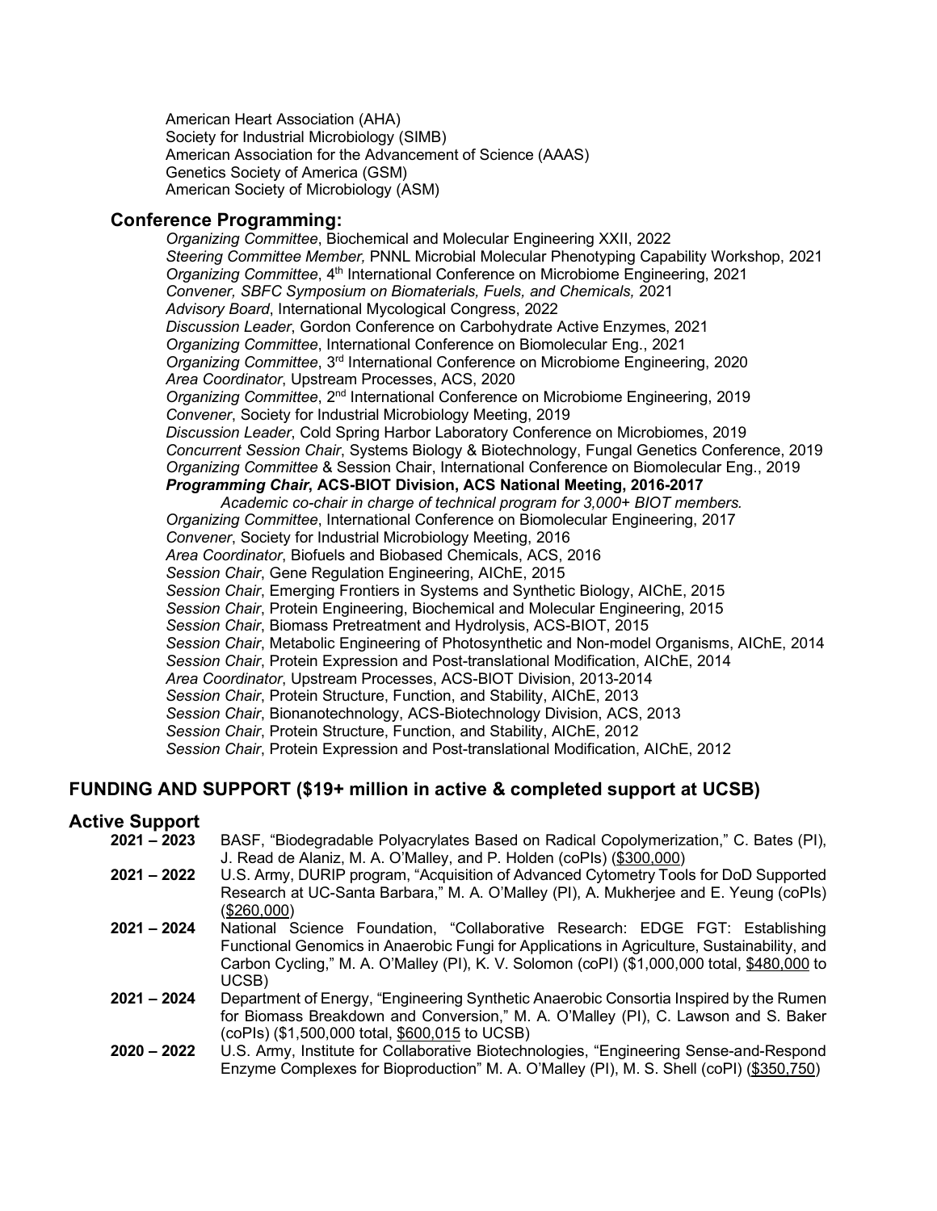American Heart Association (AHA)
Society for Industrial Microbiology (SIMB)
American Association for the Advancement of Science (AAAS)
Genetics Society of America (GSM)
American Society of Microbiology (ASM)

### Conference Programming:

*Organizing Committee*, Biochemical and Molecular Engineering XXII, 2022
*Steering Committee Member,* PNNL Microbial Molecular Phenotyping Capability Workshop, 2021
*Organizing Committee*, 4th International Conference on Microbiome Engineering, 2021
*Convener, SBFC Symposium on Biomaterials, Fuels, and Chemicals,* 2021
*Advisory Board*, International Mycological Congress, 2022
*Discussion Leader*, Gordon Conference on Carbohydrate Active Enzymes, 2021
*Organizing Committee*, International Conference on Biomolecular Eng., 2021
*Organizing Committee*, 3rd International Conference on Microbiome Engineering, 2020
*Area Coordinator*, Upstream Processes, ACS, 2020
*Organizing Committee*, 2nd International Conference on Microbiome Engineering, 2019
*Convener*, Society for Industrial Microbiology Meeting, 2019
*Discussion Leader*, Cold Spring Harbor Laboratory Conference on Microbiomes, 2019
*Concurrent Session Chair*, Systems Biology & Biotechnology, Fungal Genetics Conference, 2019
*Organizing Committee* & Session Chair, International Conference on Biomolecular Eng., 2019
***Programming Chair*, ACS-BIOT Division, ACS National Meeting, 2016-2017**
    *Academic co-chair in charge of technical program for 3,000+ BIOT members.*
*Organizing Committee*, International Conference on Biomolecular Engineering, 2017
*Convener*, Society for Industrial Microbiology Meeting, 2016
*Area Coordinator*, Biofuels and Biobased Chemicals, ACS, 2016
*Session Chair*, Gene Regulation Engineering, AIChE, 2015
*Session Chair*, Emerging Frontiers in Systems and Synthetic Biology, AIChE, 2015
*Session Chair*, Protein Engineering, Biochemical and Molecular Engineering, 2015
*Session Chair*, Biomass Pretreatment and Hydrolysis, ACS-BIOT, 2015
*Session Chair*, Metabolic Engineering of Photosynthetic and Non-model Organisms, AIChE, 2014
*Session Chair*, Protein Expression and Post-translational Modification, AIChE, 2014
*Area Coordinator*, Upstream Processes, ACS-BIOT Division, 2013-2014
*Session Chair*, Protein Structure, Function, and Stability, AIChE, 2013
*Session Chair*, Bionanotechnology, ACS-Biotechnology Division, ACS, 2013
*Session Chair*, Protein Structure, Function, and Stability, AIChE, 2012
*Session Chair*, Protein Expression and Post-translational Modification, AIChE, 2012

## FUNDING AND SUPPORT ($19+ million in active & completed support at UCSB)

### Active Support

**2021 – 2023** BASF, "Biodegradable Polyacrylates Based on Radical Copolymerization," C. Bates (PI), J. Read de Alaniz, M. A. O'Malley, and P. Holden (coPIs) ($300,000)

**2021 – 2022** U.S. Army, DURIP program, "Acquisition of Advanced Cytometry Tools for DoD Supported Research at UC-Santa Barbara," M. A. O'Malley (PI), A. Mukherjee and E. Yeung (coPIs) ($260,000)

**2021 – 2024** National Science Foundation, "Collaborative Research: EDGE FGT: Establishing Functional Genomics in Anaerobic Fungi for Applications in Agriculture, Sustainability, and Carbon Cycling," M. A. O'Malley (PI), K. V. Solomon (coPI) ($1,000,000 total, $480,000 to UCSB)

**2021 – 2024** Department of Energy, "Engineering Synthetic Anaerobic Consortia Inspired by the Rumen for Biomass Breakdown and Conversion," M. A. O'Malley (PI), C. Lawson and S. Baker (coPIs) ($1,500,000 total, $600,015 to UCSB)

**2020 – 2022** U.S. Army, Institute for Collaborative Biotechnologies, "Engineering Sense-and-Respond Enzyme Complexes for Bioproduction" M. A. O'Malley (PI), M. S. Shell (coPI) ($350,750)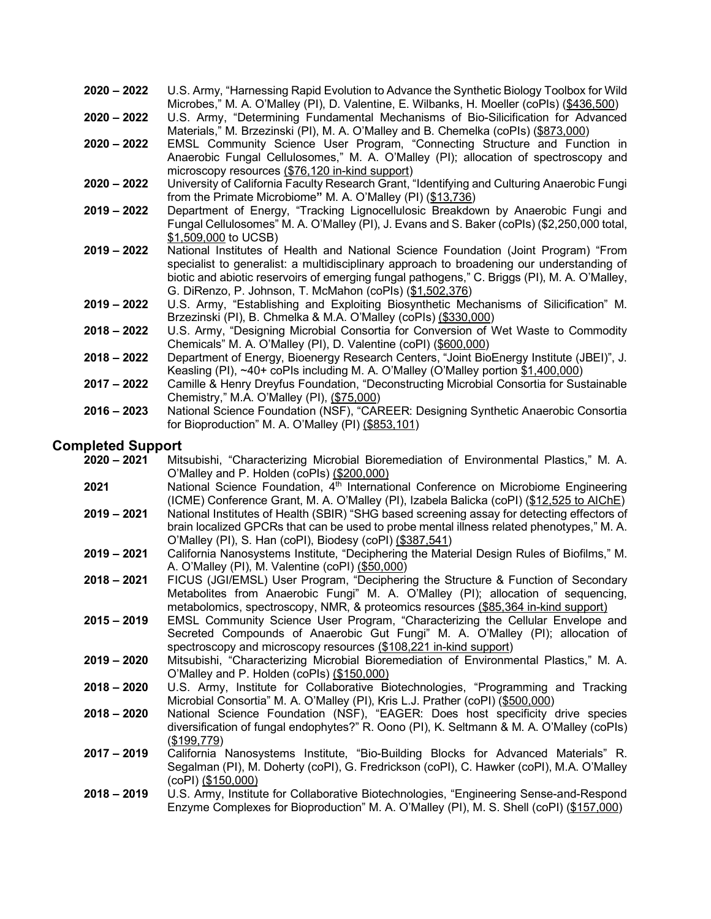**2020 – 2022** U.S. Army, "Harnessing Rapid Evolution to Advance the Synthetic Biology Toolbox for Wild Microbes," M. A. O'Malley (PI), D. Valentine, E. Wilbanks, H. Moeller (coPIs) ($436,500)

**2020 – 2022** U.S. Army, "Determining Fundamental Mechanisms of Bio-Silicification for Advanced Materials," M. Brzezinski (PI), M. A. O'Malley and B. Chemelka (coPIs) ($873,000)

**2020 – 2022** EMSL Community Science User Program, "Connecting Structure and Function in Anaerobic Fungal Cellulosomes," M. A. O'Malley (PI); allocation of spectroscopy and microscopy resources ($76,120 in-kind support)

**2020 – 2022** University of California Faculty Research Grant, "Identifying and Culturing Anaerobic Fungi from the Primate Microbiome" M. A. O'Malley (PI) ($13,736)

**2019 – 2022** Department of Energy, "Tracking Lignocellulosic Breakdown by Anaerobic Fungi and Fungal Cellulosomes" M. A. O'Malley (PI), J. Evans and S. Baker (coPIs) ($2,250,000 total, $1,509,000 to UCSB)

**2019 – 2022** National Institutes of Health and National Science Foundation (Joint Program) "From specialist to generalist: a multidisciplinary approach to broadening our understanding of biotic and abiotic reservoirs of emerging fungal pathogens," C. Briggs (PI), M. A. O'Malley, G. DiRenzo, P. Johnson, T. McMahon (coPIs) ($1,502,376)

**2019 – 2022** U.S. Army, "Establishing and Exploiting Biosynthetic Mechanisms of Silicification" M. Brzezinski (PI), B. Chmelka & M.A. O'Malley (coPIs) ($330,000)

**2018 – 2022** U.S. Army, "Designing Microbial Consortia for Conversion of Wet Waste to Commodity Chemicals" M. A. O'Malley (PI), D. Valentine (coPI) ($600,000)

**2018 – 2022** Department of Energy, Bioenergy Research Centers, "Joint BioEnergy Institute (JBEI)", J. Keasling (PI), ~40+ coPIs including M. A. O'Malley (O'Malley portion $1,400,000)

**2017 – 2022** Camille & Henry Dreyfus Foundation, "Deconstructing Microbial Consortia for Sustainable Chemistry," M.A. O'Malley (PI), ($75,000)

**2016 – 2023** National Science Foundation (NSF), "CAREER: Designing Synthetic Anaerobic Consortia for Bioproduction" M. A. O'Malley (PI) ($853,101)

## Completed Support

**2020 – 2021** Mitsubishi, "Characterizing Microbial Bioremediation of Environmental Plastics," M. A. O'Malley and P. Holden (coPIs) ($200,000)

**2021** National Science Foundation, 4th International Conference on Microbiome Engineering (ICME) Conference Grant, M. A. O'Malley (PI), Izabela Balicka (coPI) ($12,525 to AIChE)

**2019 – 2021** National Institutes of Health (SBIR) "SHG based screening assay for detecting effectors of brain localized GPCRs that can be used to probe mental illness related phenotypes," M. A. O'Malley (PI), S. Han (coPI), Biodesy (coPI) ($387,541)

**2019 – 2021** California Nanosystems Institute, "Deciphering the Material Design Rules of Biofilms," M. A. O'Malley (PI), M. Valentine (coPI) ($50,000)

**2018 – 2021** FICUS (JGI/EMSL) User Program, "Deciphering the Structure & Function of Secondary Metabolites from Anaerobic Fungi" M. A. O'Malley (PI); allocation of sequencing, metabolomics, spectroscopy, NMR, & proteomics resources ($85,364 in-kind support)

**2015 – 2019** EMSL Community Science User Program, "Characterizing the Cellular Envelope and Secreted Compounds of Anaerobic Gut Fungi" M. A. O'Malley (PI); allocation of spectroscopy and microscopy resources ($108,221 in-kind support)

**2019 – 2020** Mitsubishi, "Characterizing Microbial Bioremediation of Environmental Plastics," M. A. O'Malley and P. Holden (coPIs) ($150,000)

**2018 – 2020** U.S. Army, Institute for Collaborative Biotechnologies, "Programming and Tracking Microbial Consortia" M. A. O'Malley (PI), Kris L.J. Prather (coPI) ($500,000)

**2018 – 2020** National Science Foundation (NSF), "EAGER: Does host specificity drive species diversification of fungal endophytes?" R. Oono (PI), K. Seltmann & M. A. O'Malley (coPIs) ($199,779)

**2017 – 2019** California Nanosystems Institute, "Bio-Building Blocks for Advanced Materials" R. Segalman (PI), M. Doherty (coPI), G. Fredrickson (coPI), C. Hawker (coPI), M.A. O'Malley (coPI) ($150,000)

**2018 – 2019** U.S. Army, Institute for Collaborative Biotechnologies, "Engineering Sense-and-Respond Enzyme Complexes for Bioproduction" M. A. O'Malley (PI), M. S. Shell (coPI) ($157,000)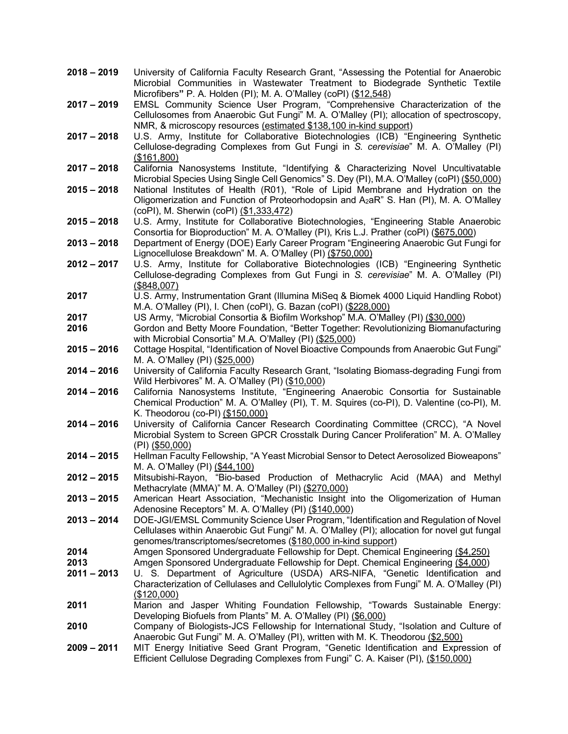**2018 – 2019** University of California Faculty Research Grant, "Assessing the Potential for Anaerobic Microbial Communities in Wastewater Treatment to Biodegrade Synthetic Textile Microfibers**"** P. A. Holden (PI); M. A. O'Malley (coPI) (\$12,548)

**2017 – 2019** EMSL Community Science User Program, "Comprehensive Characterization of the Cellulosomes from Anaerobic Gut Fungi" M. A. O'Malley (PI); allocation of spectroscopy, NMR, & microscopy resources (estimated \$138,100 in-kind support)

**2017 – 2018** U.S. Army, Institute for Collaborative Biotechnologies (ICB) "Engineering Synthetic Cellulose-degrading Complexes from Gut Fungi in *S. cerevisiae*" M. A. O'Malley (PI) (\$161,800)

**2017 – 2018** California Nanosystems Institute, "Identifying & Characterizing Novel Uncultivatable Microbial Species Using Single Cell Genomics" S. Dey (PI), M.A. O'Malley (coPI) (\$50,000)

**2015 – 2018** National Institutes of Health (R01), "Role of Lipid Membrane and Hydration on the Oligomerization and Function of Proteorhodopsin and $A_2$aR" S. Han (PI), M. A. O'Malley (coPI), M. Sherwin (coPI) (\$1,333,472)

**2015 – 2018** U.S. Army, Institute for Collaborative Biotechnologies, "Engineering Stable Anaerobic Consortia for Bioproduction" M. A. O'Malley (PI), Kris L.J. Prather (coPI) (\$675,000)

**2013 – 2018** Department of Energy (DOE) Early Career Program "Engineering Anaerobic Gut Fungi for Lignocellulose Breakdown" M. A. O'Malley (PI) (\$750,000)

**2012 – 2017** U.S. Army, Institute for Collaborative Biotechnologies (ICB) "Engineering Synthetic Cellulose-degrading Complexes from Gut Fungi in *S. cerevisiae*" M. A. O'Malley (PI) (\$848,007)

**2017** U.S. Army, Instrumentation Grant (Illumina MiSeq & Biomek 4000 Liquid Handling Robot) M.A. O'Malley (PI), I. Chen (coPI), G. Bazan (coPI) (\$228,000)

**2017** US Army, "Microbial Consortia & Biofilm Workshop" M.A. O'Malley (PI) (\$30,000)

**2016** Gordon and Betty Moore Foundation, "Better Together: Revolutionizing Biomanufacturing with Microbial Consortia" M.A. O'Malley (PI) (\$25,000)

**2015 – 2016** Cottage Hospital, "Identification of Novel Bioactive Compounds from Anaerobic Gut Fungi" M. A. O'Malley (PI) (\$25,000)

**2014 – 2016** University of California Faculty Research Grant, "Isolating Biomass-degrading Fungi from Wild Herbivores" M. A. O'Malley (PI) (\$10,000)

**2014 – 2016** California Nanosystems Institute, "Engineering Anaerobic Consortia for Sustainable Chemical Production" M. A. O'Malley (PI), T. M. Squires (co-PI), D. Valentine (co-PI), M. K. Theodorou (co-PI) (\$150,000)

**2014 – 2016** University of California Cancer Research Coordinating Committee (CRCC), "A Novel Microbial System to Screen GPCR Crosstalk During Cancer Proliferation" M. A. O'Malley (PI) (\$50,000)

**2014 – 2015** Hellman Faculty Fellowship, "A Yeast Microbial Sensor to Detect Aerosolized Bioweapons" M. A. O'Malley (PI) (\$44,100)

**2012 – 2015** Mitsubishi-Rayon, "Bio-based Production of Methacrylic Acid (MAA) and Methyl Methacrylate (MMA)" M. A. O'Malley (PI) (\$270,000)

**2013 – 2015** American Heart Association, "Mechanistic Insight into the Oligomerization of Human Adenosine Receptors" M. A. O'Malley (PI) (\$140,000)

**2013 – 2014** DOE-JGI/EMSL Community Science User Program, "Identification and Regulation of Novel Cellulases within Anaerobic Gut Fungi" M. A. O'Malley (PI); allocation for novel gut fungal genomes/transcriptomes/secretomes (\$180,000 in-kind support)

**2014** Amgen Sponsored Undergraduate Fellowship for Dept. Chemical Engineering (\$4,250)

**2013** Amgen Sponsored Undergraduate Fellowship for Dept. Chemical Engineering (\$4,000)

**2011 – 2013** U. S. Department of Agriculture (USDA) ARS-NIFA, "Genetic Identification and Characterization of Cellulases and Cellulolytic Complexes from Fungi" M. A. O'Malley (PI) (\$120,000)

**2011** Marion and Jasper Whiting Foundation Fellowship, "Towards Sustainable Energy: Developing Biofuels from Plants" M. A. O'Malley (PI) (\$6,000)

**2010** Company of Biologists-JCS Fellowship for International Study, "Isolation and Culture of Anaerobic Gut Fungi" M. A. O'Malley (PI), written with M. K. Theodorou (\$2,500)

**2009 – 2011** MIT Energy Initiative Seed Grant Program, "Genetic Identification and Expression of Efficient Cellulose Degrading Complexes from Fungi" C. A. Kaiser (PI), (\$150,000)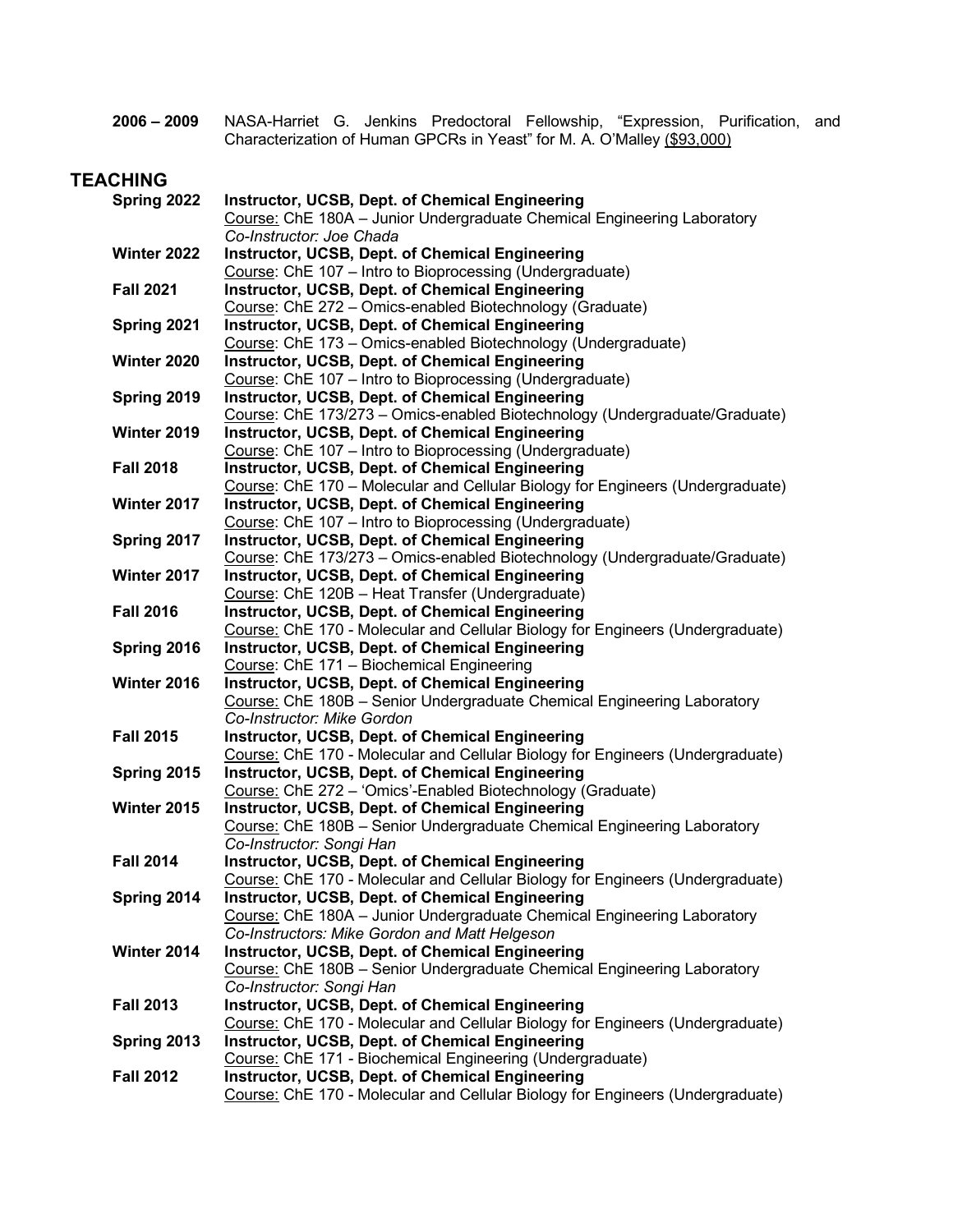**2006 – 2009** NASA-Harriet G. Jenkins Predoctoral Fellowship, "Expression, Purification, and Characterization of Human GPCRs in Yeast" for M. A. O'Malley ($93,000)

## TEACHING

**Spring 2022** **Instructor, UCSB, Dept. of Chemical Engineering**
Course: ChE 180A – Junior Undergraduate Chemical Engineering Laboratory
*Co-Instructor: Joe Chada*

**Winter 2022** **Instructor, UCSB, Dept. of Chemical Engineering**
Course: ChE 107 – Intro to Bioprocessing (Undergraduate)

**Fall 2021** **Instructor, UCSB, Dept. of Chemical Engineering**
Course: ChE 272 – Omics-enabled Biotechnology (Graduate)

**Spring 2021** **Instructor, UCSB, Dept. of Chemical Engineering**
Course: ChE 173 – Omics-enabled Biotechnology (Undergraduate)

**Winter 2020** **Instructor, UCSB, Dept. of Chemical Engineering**
Course: ChE 107 – Intro to Bioprocessing (Undergraduate)

**Spring 2019** **Instructor, UCSB, Dept. of Chemical Engineering**
Course: ChE 173/273 – Omics-enabled Biotechnology (Undergraduate/Graduate)

**Winter 2019** **Instructor, UCSB, Dept. of Chemical Engineering**
Course: ChE 107 – Intro to Bioprocessing (Undergraduate)

**Fall 2018** **Instructor, UCSB, Dept. of Chemical Engineering**
Course: ChE 170 – Molecular and Cellular Biology for Engineers (Undergraduate)

**Winter 2017** **Instructor, UCSB, Dept. of Chemical Engineering**
Course: ChE 107 – Intro to Bioprocessing (Undergraduate)

**Spring 2017** **Instructor, UCSB, Dept. of Chemical Engineering**
Course: ChE 173/273 – Omics-enabled Biotechnology (Undergraduate/Graduate)

**Winter 2017** **Instructor, UCSB, Dept. of Chemical Engineering**
Course: ChE 120B – Heat Transfer (Undergraduate)

**Fall 2016** **Instructor, UCSB, Dept. of Chemical Engineering**
Course: ChE 170 - Molecular and Cellular Biology for Engineers (Undergraduate)

**Spring 2016** **Instructor, UCSB, Dept. of Chemical Engineering**
Course: ChE 171 – Biochemical Engineering

**Winter 2016** **Instructor, UCSB, Dept. of Chemical Engineering**
Course: ChE 180B – Senior Undergraduate Chemical Engineering Laboratory
*Co-Instructor: Mike Gordon*

**Fall 2015** **Instructor, UCSB, Dept. of Chemical Engineering**
Course: ChE 170 - Molecular and Cellular Biology for Engineers (Undergraduate)

**Spring 2015** **Instructor, UCSB, Dept. of Chemical Engineering**
Course: ChE 272 – 'Omics'-Enabled Biotechnology (Graduate)

**Winter 2015** **Instructor, UCSB, Dept. of Chemical Engineering**
Course: ChE 180B – Senior Undergraduate Chemical Engineering Laboratory
*Co-Instructor: Songi Han*

**Fall 2014** **Instructor, UCSB, Dept. of Chemical Engineering**
Course: ChE 170 - Molecular and Cellular Biology for Engineers (Undergraduate)

**Spring 2014** **Instructor, UCSB, Dept. of Chemical Engineering**
Course: ChE 180A – Junior Undergraduate Chemical Engineering Laboratory
*Co-Instructors: Mike Gordon and Matt Helgeson*

**Winter 2014** **Instructor, UCSB, Dept. of Chemical Engineering**
Course: ChE 180B – Senior Undergraduate Chemical Engineering Laboratory
*Co-Instructor: Songi Han*

**Fall 2013** **Instructor, UCSB, Dept. of Chemical Engineering**
Course: ChE 170 - Molecular and Cellular Biology for Engineers (Undergraduate)

**Spring 2013** **Instructor, UCSB, Dept. of Chemical Engineering**
Course: ChE 171 - Biochemical Engineering (Undergraduate)

**Fall 2012** **Instructor, UCSB, Dept. of Chemical Engineering**
Course: ChE 170 - Molecular and Cellular Biology for Engineers (Undergraduate)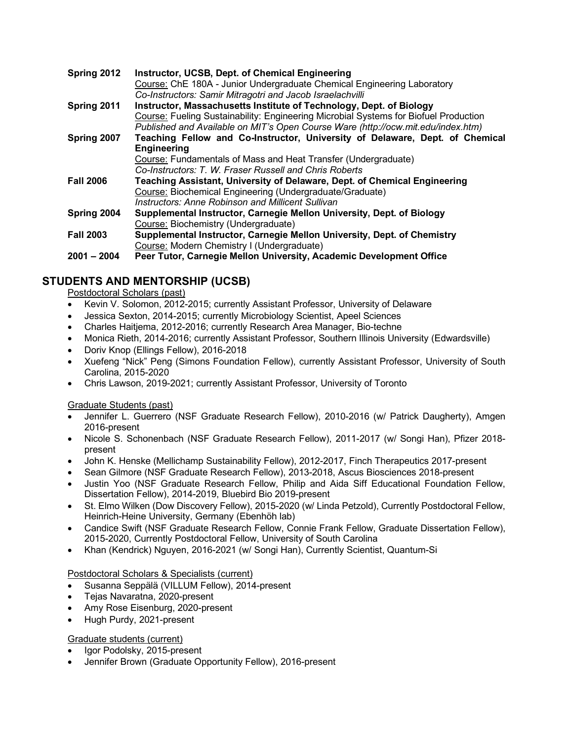**Spring 2012** **Instructor, UCSB, Dept. of Chemical Engineering**
Course: ChE 180A - Junior Undergraduate Chemical Engineering Laboratory
*Co-Instructors: Samir Mitragotri and Jacob Israelachvilli*

**Spring 2011** **Instructor, Massachusetts Institute of Technology, Dept. of Biology**
Course: Fueling Sustainability: Engineering Microbial Systems for Biofuel Production
*Published and Available on MIT's Open Course Ware (http://ocw.mit.edu/index.htm)*

**Spring 2007** **Teaching Fellow and Co-Instructor, University of Delaware, Dept. of Chemical Engineering**
Course: Fundamentals of Mass and Heat Transfer (Undergraduate)
*Co-Instructors: T. W. Fraser Russell and Chris Roberts*

**Fall 2006** **Teaching Assistant, University of Delaware, Dept. of Chemical Engineering**
Course: Biochemical Engineering (Undergraduate/Graduate)
*Instructors: Anne Robinson and Millicent Sullivan*

**Spring 2004** **Supplemental Instructor, Carnegie Mellon University, Dept. of Biology**
Course: Biochemistry (Undergraduate)

**Fall 2003** **Supplemental Instructor, Carnegie Mellon University, Dept. of Chemistry**
Course: Modern Chemistry I (Undergraduate)

**2001 – 2004** **Peer Tutor, Carnegie Mellon University, Academic Development Office**

## STUDENTS AND MENTORSHIP (UCSB)

Postdoctoral Scholars (past)

- Kevin V. Solomon, 2012-2015; currently Assistant Professor, University of Delaware
- Jessica Sexton, 2014-2015; currently Microbiology Scientist, Apeel Sciences
- Charles Haitjema, 2012-2016; currently Research Area Manager, Bio-techne
- Monica Rieth, 2014-2016; currently Assistant Professor, Southern Illinois University (Edwardsville)
- Doriv Knop (Ellings Fellow), 2016-2018
- Xuefeng "Nick" Peng (Simons Foundation Fellow), currently Assistant Professor, University of South Carolina, 2015-2020
- Chris Lawson, 2019-2021; currently Assistant Professor, University of Toronto

Graduate Students (past)

- Jennifer L. Guerrero (NSF Graduate Research Fellow), 2010-2016 (w/ Patrick Daugherty), Amgen 2016-present
- Nicole S. Schonenbach (NSF Graduate Research Fellow), 2011-2017 (w/ Songi Han), Pfizer 2018-present
- John K. Henske (Mellichamp Sustainability Fellow), 2012-2017, Finch Therapeutics 2017-present
- Sean Gilmore (NSF Graduate Research Fellow), 2013-2018, Ascus Biosciences 2018-present
- Justin Yoo (NSF Graduate Research Fellow, Philip and Aida Siff Educational Foundation Fellow, Dissertation Fellow), 2014-2019, Bluebird Bio 2019-present
- St. Elmo Wilken (Dow Discovery Fellow), 2015-2020 (w/ Linda Petzold), Currently Postdoctoral Fellow, Heinrich-Heine University, Germany (Ebenhöh lab)
- Candice Swift (NSF Graduate Research Fellow, Connie Frank Fellow, Graduate Dissertation Fellow), 2015-2020, Currently Postdoctoral Fellow, University of South Carolina
- Khan (Kendrick) Nguyen, 2016-2021 (w/ Songi Han), Currently Scientist, Quantum-Si

Postdoctoral Scholars & Specialists (current)

- Susanna Seppälä (VILLUM Fellow), 2014-present
- Tejas Navaratna, 2020-present
- Amy Rose Eisenburg, 2020-present
- Hugh Purdy, 2021-present

Graduate students (current)

- Igor Podolsky, 2015-present
- Jennifer Brown (Graduate Opportunity Fellow), 2016-present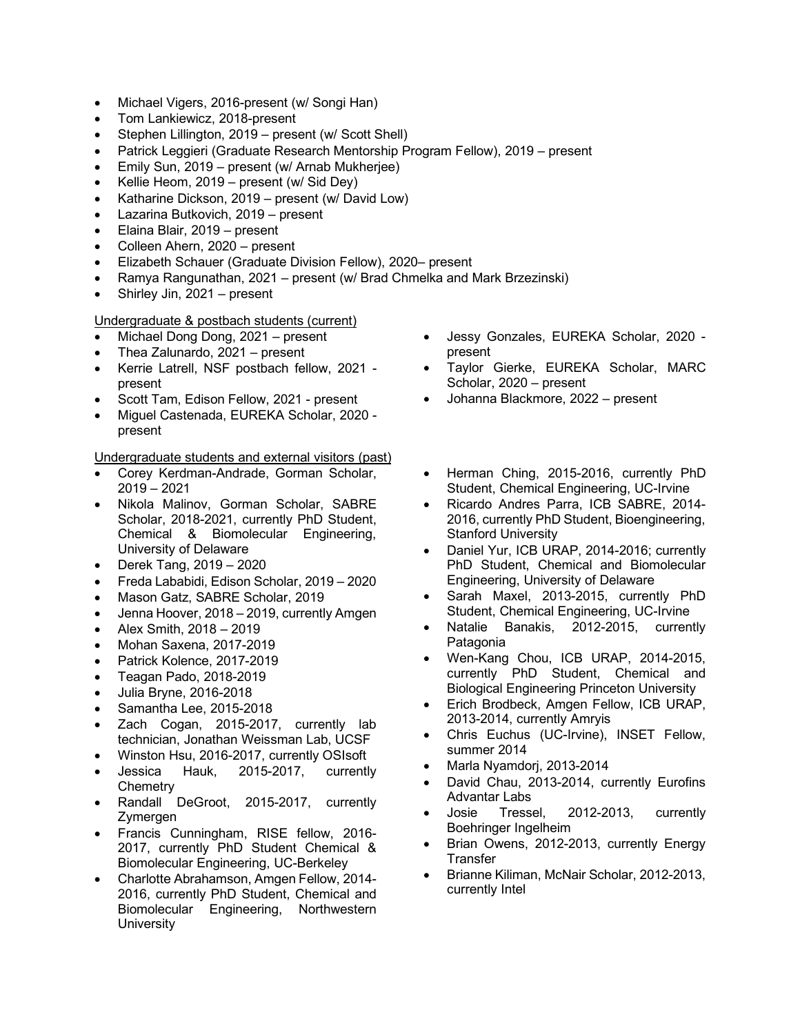- Michael Vigers, 2016-present (w/ Songi Han)
- Tom Lankiewicz, 2018-present
- Stephen Lillington, 2019 – present (w/ Scott Shell)
- Patrick Leggieri (Graduate Research Mentorship Program Fellow), 2019 – present
- Emily Sun, 2019 – present (w/ Arnab Mukherjee)
- Kellie Heom, 2019 – present (w/ Sid Dey)
- Katharine Dickson, 2019 – present (w/ David Low)
- Lazarina Butkovich, 2019 – present
- Elaina Blair, 2019 – present
- Colleen Ahern, 2020 – present
- Elizabeth Schauer (Graduate Division Fellow), 2020– present
- Ramya Rangunathan, 2021 – present (w/ Brad Chmelka and Mark Brzezinski)
- Shirley Jin, 2021 – present

Undergraduate & postbach students (current)

- Michael Dong Dong, 2021 – present
- Thea Zalunardo, 2021 – present
- Kerrie Latrell, NSF postbach fellow, 2021 - present
- Scott Tam, Edison Fellow, 2021 - present
- Miguel Castenada, EUREKA Scholar, 2020 - present
- Jessy Gonzales, EUREKA Scholar, 2020 - present
- Taylor Gierke, EUREKA Scholar, MARC Scholar, 2020 – present
- Johanna Blackmore, 2022 – present

Undergraduate students and external visitors (past)

- Corey Kerdman-Andrade, Gorman Scholar, 2019 – 2021
- Nikola Malinov, Gorman Scholar, SABRE Scholar, 2018-2021, currently PhD Student, Chemical & Biomolecular Engineering, University of Delaware
- Derek Tang, 2019 – 2020
- Freda Lababidi, Edison Scholar, 2019 – 2020
- Mason Gatz, SABRE Scholar, 2019
- Jenna Hoover, 2018 – 2019, currently Amgen
- Alex Smith, 2018 – 2019
- Mohan Saxena, 2017-2019
- Patrick Kolence, 2017-2019
- Teagan Pado, 2018-2019
- Julia Bryne, 2016-2018
- Samantha Lee, 2015-2018
- Zach Cogan, 2015-2017, currently lab technician, Jonathan Weissman Lab, UCSF
- Winston Hsu, 2016-2017, currently OSIsoft
- Jessica Hauk, 2015-2017, currently Chemetry
- Randall DeGroot, 2015-2017, currently Zymergen
- Francis Cunningham, RISE fellow, 2016-2017, currently PhD Student Chemical & Biomolecular Engineering, UC-Berkeley
- Charlotte Abrahamson, Amgen Fellow, 2014-2016, currently PhD Student, Chemical and Biomolecular Engineering, Northwestern University
- Herman Ching, 2015-2016, currently PhD Student, Chemical Engineering, UC-Irvine
- Ricardo Andres Parra, ICB SABRE, 2014-2016, currently PhD Student, Bioengineering, Stanford University
- Daniel Yur, ICB URAP, 2014-2016; currently PhD Student, Chemical and Biomolecular Engineering, University of Delaware
- Sarah Maxel, 2013-2015, currently PhD Student, Chemical Engineering, UC-Irvine
- Natalie Banakis, 2012-2015, currently Patagonia
- Wen-Kang Chou, ICB URAP, 2014-2015, currently PhD Student, Chemical and Biological Engineering Princeton University
- Erich Brodbeck, Amgen Fellow, ICB URAP, 2013-2014, currently Amryis
- Chris Euchus (UC-Irvine), INSET Fellow, summer 2014
- Marla Nyamdorj, 2013-2014
- David Chau, 2013-2014, currently Eurofins Advantar Labs
- Josie Tressel, 2012-2013, currently Boehringer Ingelheim
- Brian Owens, 2012-2013, currently Energy Transfer
- Brianne Kiliman, McNair Scholar, 2012-2013, currently Intel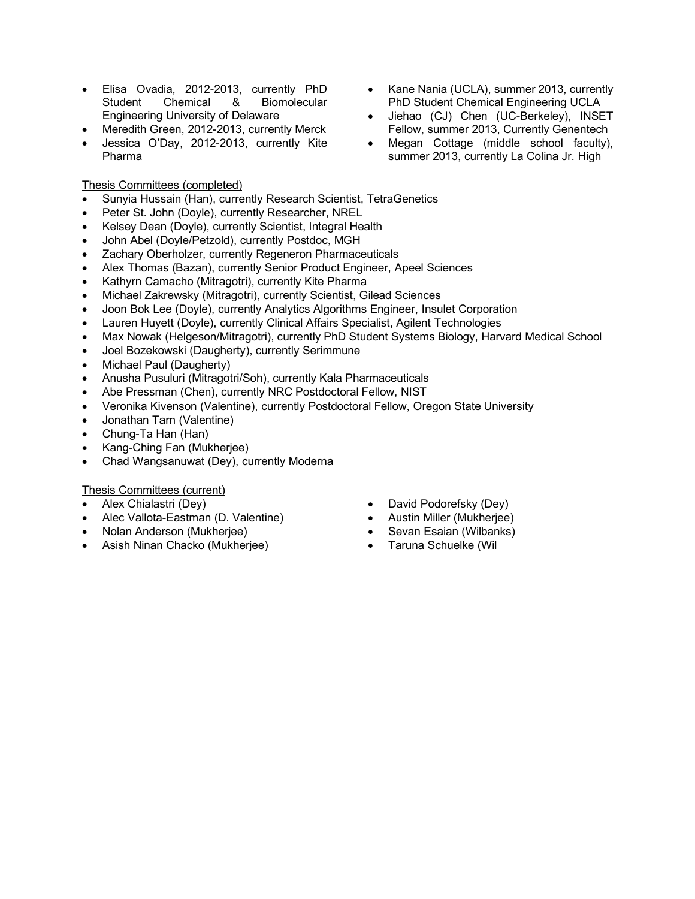- Elisa Ovadia, 2012-2013, currently PhD Student Chemical & Biomolecular Engineering University of Delaware
- Meredith Green, 2012-2013, currently Merck
- Jessica O'Day, 2012-2013, currently Kite Pharma
- Kane Nania (UCLA), summer 2013, currently PhD Student Chemical Engineering UCLA
- Jiehao (CJ) Chen (UC-Berkeley), INSET Fellow, summer 2013, Currently Genentech
- Megan Cottage (middle school faculty), summer 2013, currently La Colina Jr. High

Thesis Committees (completed)

- Sunyia Hussain (Han), currently Research Scientist, TetraGenetics
- Peter St. John (Doyle), currently Researcher, NREL
- Kelsey Dean (Doyle), currently Scientist, Integral Health
- John Abel (Doyle/Petzold), currently Postdoc, MGH
- Zachary Oberholzer, currently Regeneron Pharmaceuticals
- Alex Thomas (Bazan), currently Senior Product Engineer, Apeel Sciences
- Kathyrn Camacho (Mitragotri), currently Kite Pharma
- Michael Zakrewsky (Mitragotri), currently Scientist, Gilead Sciences
- Joon Bok Lee (Doyle), currently Analytics Algorithms Engineer, Insulet Corporation
- Lauren Huyett (Doyle), currently Clinical Affairs Specialist, Agilent Technologies
- Max Nowak (Helgeson/Mitragotri), currently PhD Student Systems Biology, Harvard Medical School
- Joel Bozekowski (Daugherty), currently Serimmune
- Michael Paul (Daugherty)
- Anusha Pusuluri (Mitragotri/Soh), currently Kala Pharmaceuticals
- Abe Pressman (Chen), currently NRC Postdoctoral Fellow, NIST
- Veronika Kivenson (Valentine), currently Postdoctoral Fellow, Oregon State University
- Jonathan Tarn (Valentine)
- Chung-Ta Han (Han)
- Kang-Ching Fan (Mukherjee)
- Chad Wangsanuwat (Dey), currently Moderna

Thesis Committees (current)

- Alex Chialastri (Dey)
- Alec Vallota-Eastman (D. Valentine)
- Nolan Anderson (Mukherjee)
- Asish Ninan Chacko (Mukherjee)
- David Podorefsky (Dey)
- Austin Miller (Mukherjee)
- Sevan Esaian (Wilbanks)
- Taruna Schuelke (Wil